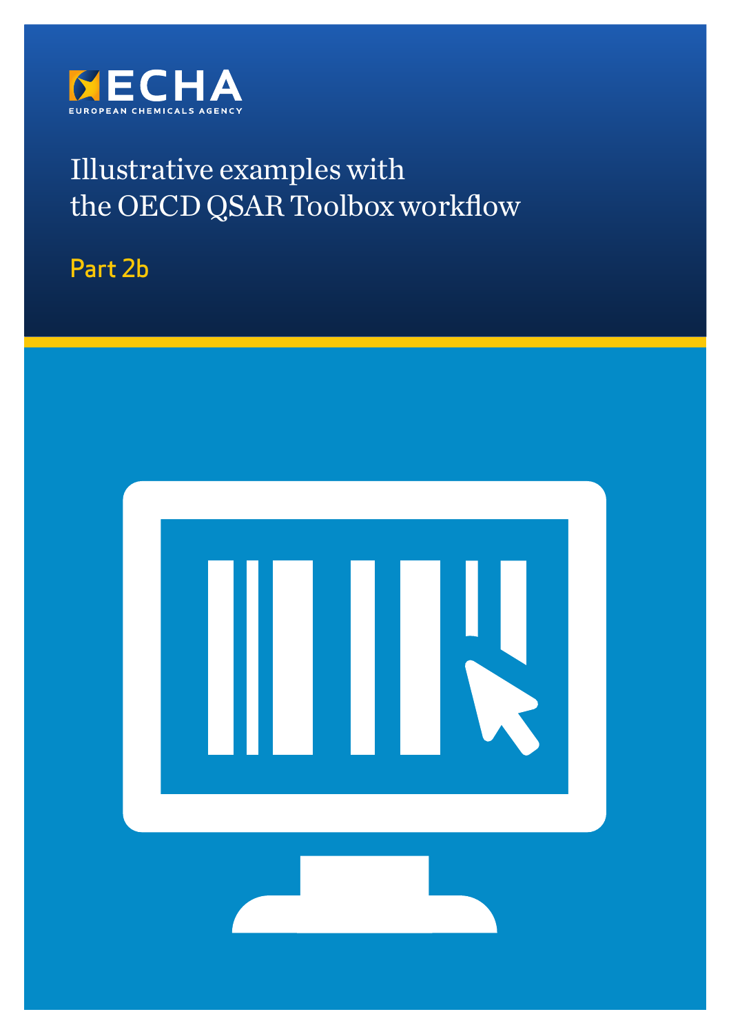ECHA

EUROPEAN CHEMICALS AGENCY

# Illustrative examples with the OECD QSAR Toolbox workflow

## Part 2b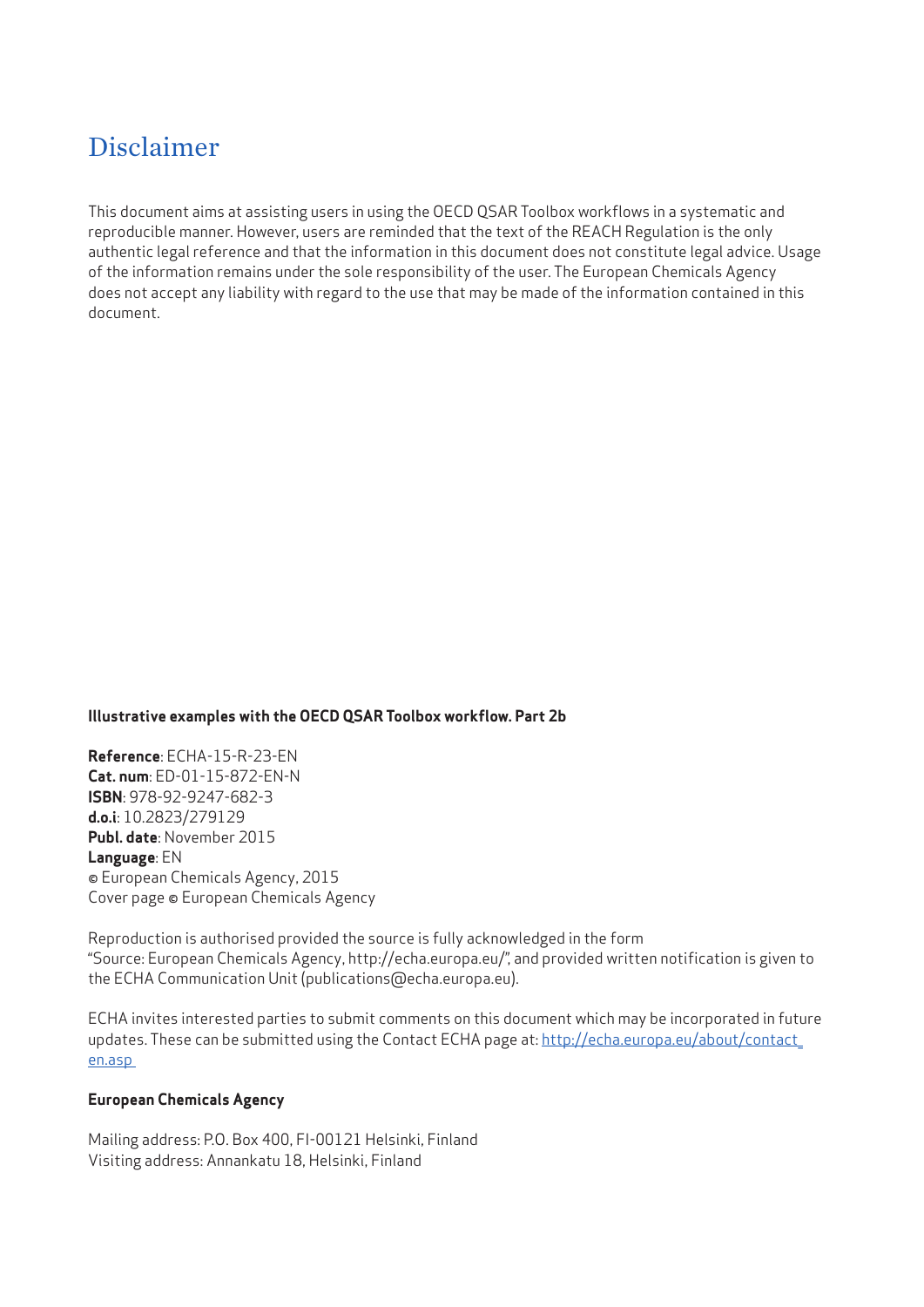# Disclaimer

This document aims at assisting users in using the OECD QSAR Toolbox workflows in a systematic and reproducible manner. However, users are reminded that the text of the REACH Regulation is the only authentic legal reference and that the information in this document does not constitute legal advice. Usage of the information remains under the sole responsibility of the user. The European Chemicals Agency does not accept any liability with regard to the use that may be made of the information contained in this document.

**Illustrative examples with the OECD QSAR Toolbox workflow. Part 2b**

**Reference**: ECHA-15-R-23-EN
**Cat. num**: ED-01-15-872-EN-N
**ISBN**: 978-92-9247-682-3
**d.o.i**: 10.2823/279129
**Publ. date**: November 2015
**Language**: EN
© European Chemicals Agency, 2015
Cover page © European Chemicals Agency

Reproduction is authorised provided the source is fully acknowledged in the form "Source: European Chemicals Agency, http://echa.europa.eu/", and provided written notification is given to the ECHA Communication Unit (publications@echa.europa.eu).

ECHA invites interested parties to submit comments on this document which may be incorporated in future updates. These can be submitted using the Contact ECHA page at: [http://echa.europa.eu/about/contact_en.asp](http://echa.europa.eu/about/contact_en.asp)

**European Chemicals Agency**

Mailing address: P.O. Box 400, FI-00121 Helsinki, Finland
Visiting address: Annankatu 18, Helsinki, Finland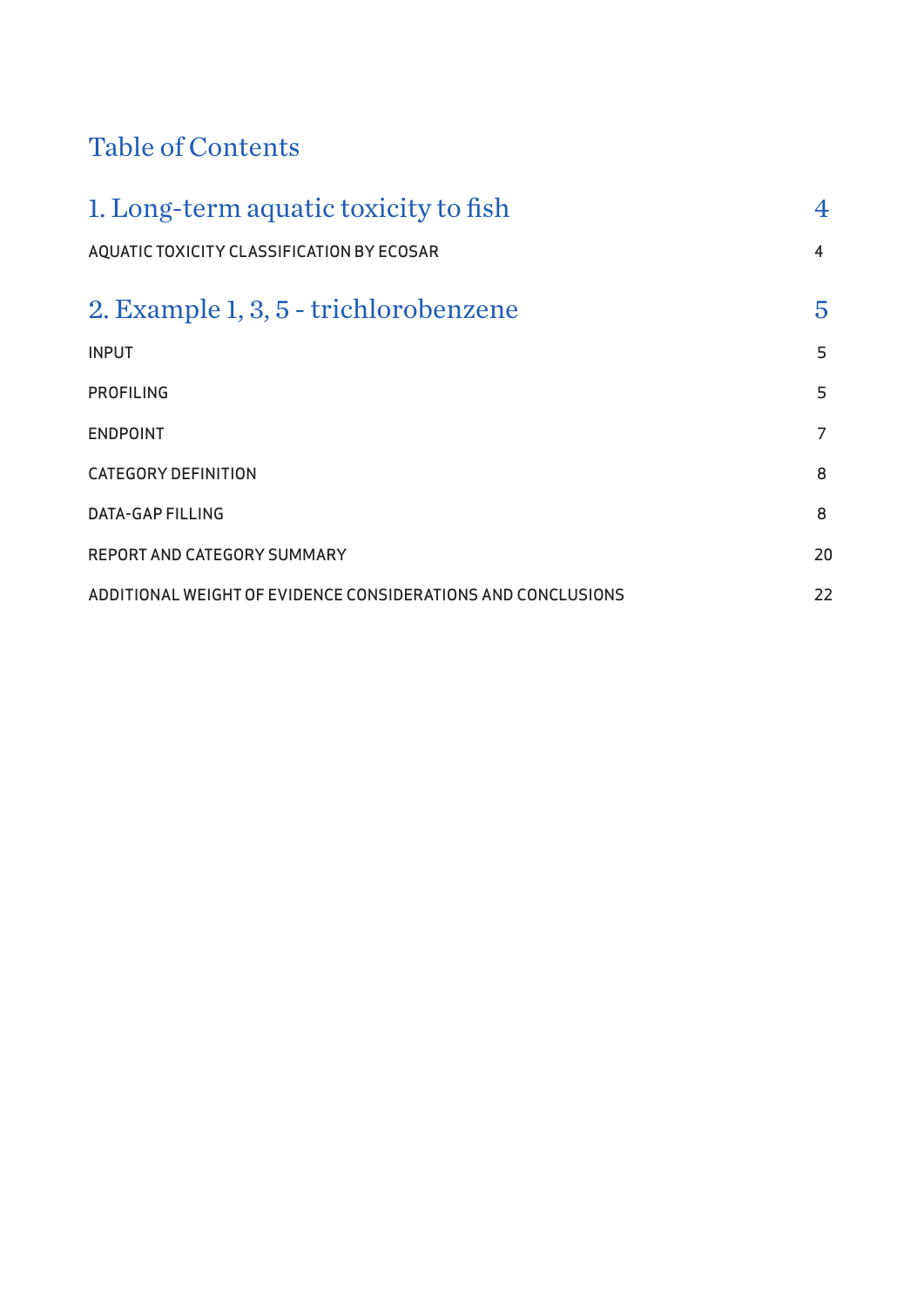# Table of Contents

| | |
|---|---|
| **1. Long-term aquatic toxicity to fish** | **4** |
| AQUATIC TOXICITY CLASSIFICATION BY ECOSAR | 4 |
| **2. Example 1, 3, 5 - trichlorobenzene** | **5** |
| INPUT | 5 |
| PROFILING | 5 |
| ENDPOINT | 7 |
| CATEGORY DEFINITION | 8 |
| DATA-GAP FILLING | 8 |
| REPORT AND CATEGORY SUMMARY | 20 |
| ADDITIONAL WEIGHT OF EVIDENCE CONSIDERATIONS AND CONCLUSIONS | 22 |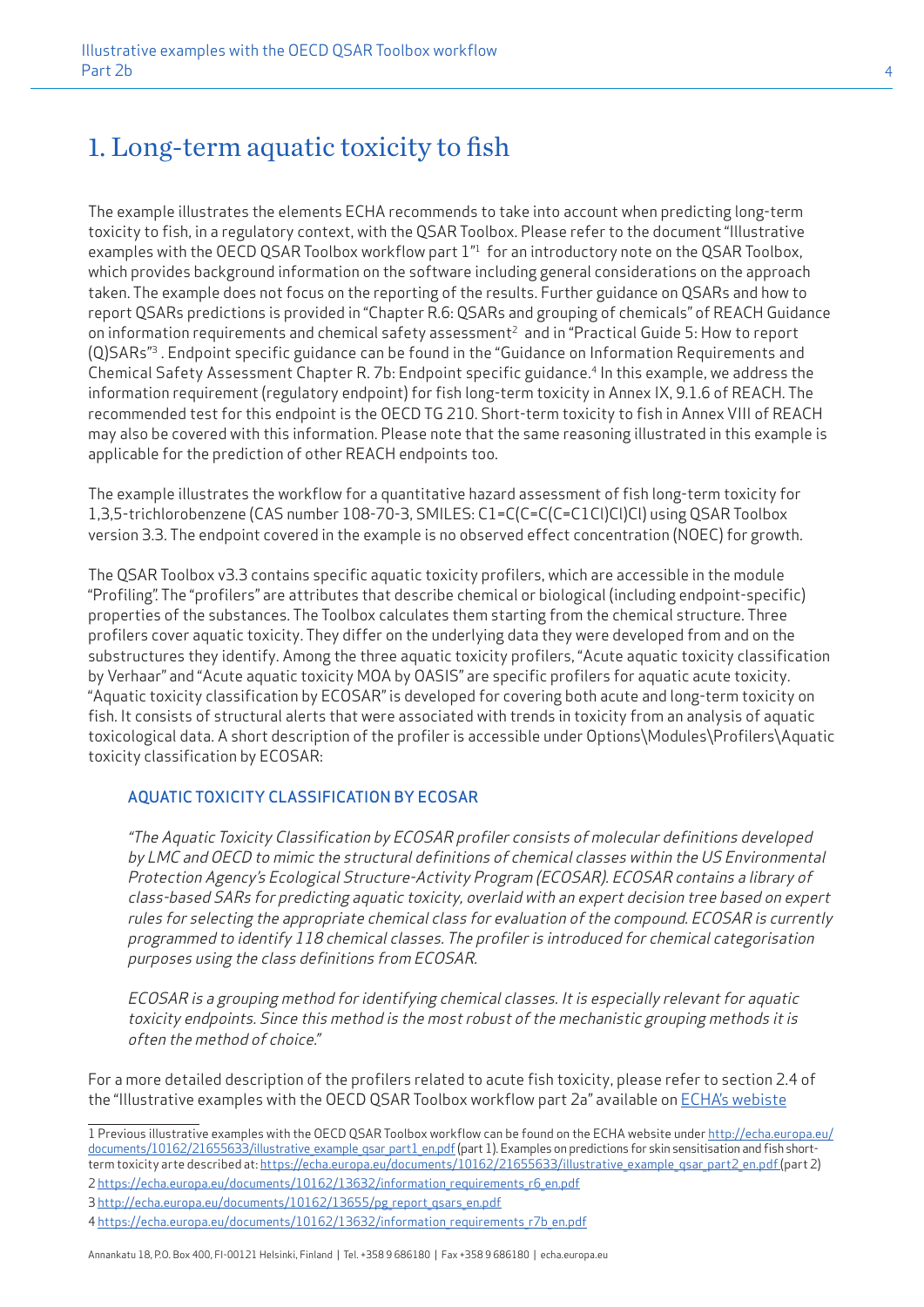# 1. Long-term aquatic toxicity to fish

The example illustrates the elements ECHA recommends to take into account when predicting long-term toxicity to fish, in a regulatory context, with the QSAR Toolbox. Please refer to the document "Illustrative examples with the OECD QSAR Toolbox workflow part 1"[1] for an introductory note on the QSAR Toolbox, which provides background information on the software including general considerations on the approach taken. The example does not focus on the reporting of the results. Further guidance on QSARs and how to report QSARs predictions is provided in "Chapter R.6: QSARs and grouping of chemicals" of REACH Guidance on information requirements and chemical safety assessment[2] and in "Practical Guide 5: How to report (Q)SARs"[3]. Endpoint specific guidance can be found in the "Guidance on Information Requirements and Chemical Safety Assessment Chapter R. 7b: Endpoint specific guidance.[4] In this example, we address the information requirement (regulatory endpoint) for fish long-term toxicity in Annex IX, 9.1.6 of REACH. The recommended test for this endpoint is the OECD TG 210. Short-term toxicity to fish in Annex VIII of REACH may also be covered with this information. Please note that the same reasoning illustrated in this example is applicable for the prediction of other REACH endpoints too.

The example illustrates the workflow for a quantitative hazard assessment of fish long-term toxicity for 1,3,5-trichlorobenzene (CAS number 108-70-3, SMILES: C1=C(C=C(C=C1Cl)Cl)Cl) using QSAR Toolbox version 3.3. The endpoint covered in the example is no observed effect concentration (NOEC) for growth.

The QSAR Toolbox v3.3 contains specific aquatic toxicity profilers, which are accessible in the module "Profiling". The "profilers" are attributes that describe chemical or biological (including endpoint-specific) properties of the substances. The Toolbox calculates them starting from the chemical structure. Three profilers cover aquatic toxicity. They differ on the underlying data they were developed from and on the substructures they identify. Among the three aquatic toxicity profilers, "Acute aquatic toxicity classification by Verhaar" and "Acute aquatic toxicity MOA by OASIS" are specific profilers for aquatic acute toxicity. "Aquatic toxicity classification by ECOSAR" is developed for covering both acute and long-term toxicity on fish. It consists of structural alerts that were associated with trends in toxicity from an analysis of aquatic toxicological data. A short description of the profiler is accessible under Options\Modules\Profilers\Aquatic toxicity classification by ECOSAR:

### AQUATIC TOXICITY CLASSIFICATION BY ECOSAR

*"The Aquatic Toxicity Classification by ECOSAR profiler consists of molecular definitions developed by LMC and OECD to mimic the structural definitions of chemical classes within the US Environmental Protection Agency's Ecological Structure-Activity Program (ECOSAR). ECOSAR contains a library of class-based SARs for predicting aquatic toxicity, overlaid with an expert decision tree based on expert rules for selecting the appropriate chemical class for evaluation of the compound. ECOSAR is currently programmed to identify 118 chemical classes. The profiler is introduced for chemical categorisation purposes using the class definitions from ECOSAR.*

*ECOSAR is a grouping method for identifying chemical classes. It is especially relevant for aquatic toxicity endpoints. Since this method is the most robust of the mechanistic grouping methods it is often the method of choice."*

For a more detailed description of the profilers related to acute fish toxicity, please refer to section 2.4 of the "Illustrative examples with the OECD QSAR Toolbox workflow part 2a" available on ECHA's webiste

---

1 Previous illustrative examples with the OECD QSAR Toolbox workflow can be found on the ECHA website under http://echa.europa.eu/documents/10162/21655633/illustrative_example_qsar_part1_en.pdf (part 1). Examples on predictions for skin sensitisation and fish short-term toxicity arte described at: https://echa.europa.eu/documents/10162/21655633/illustrative_example_qsar_part2_en.pdf (part 2)

2 https://echa.europa.eu/documents/10162/13632/information_requirements_r6_en.pdf

3 http://echa.europa.eu/documents/10162/13655/pg_report_qsars_en.pdf

4 https://echa.europa.eu/documents/10162/13632/information_requirements_r7b_en.pdf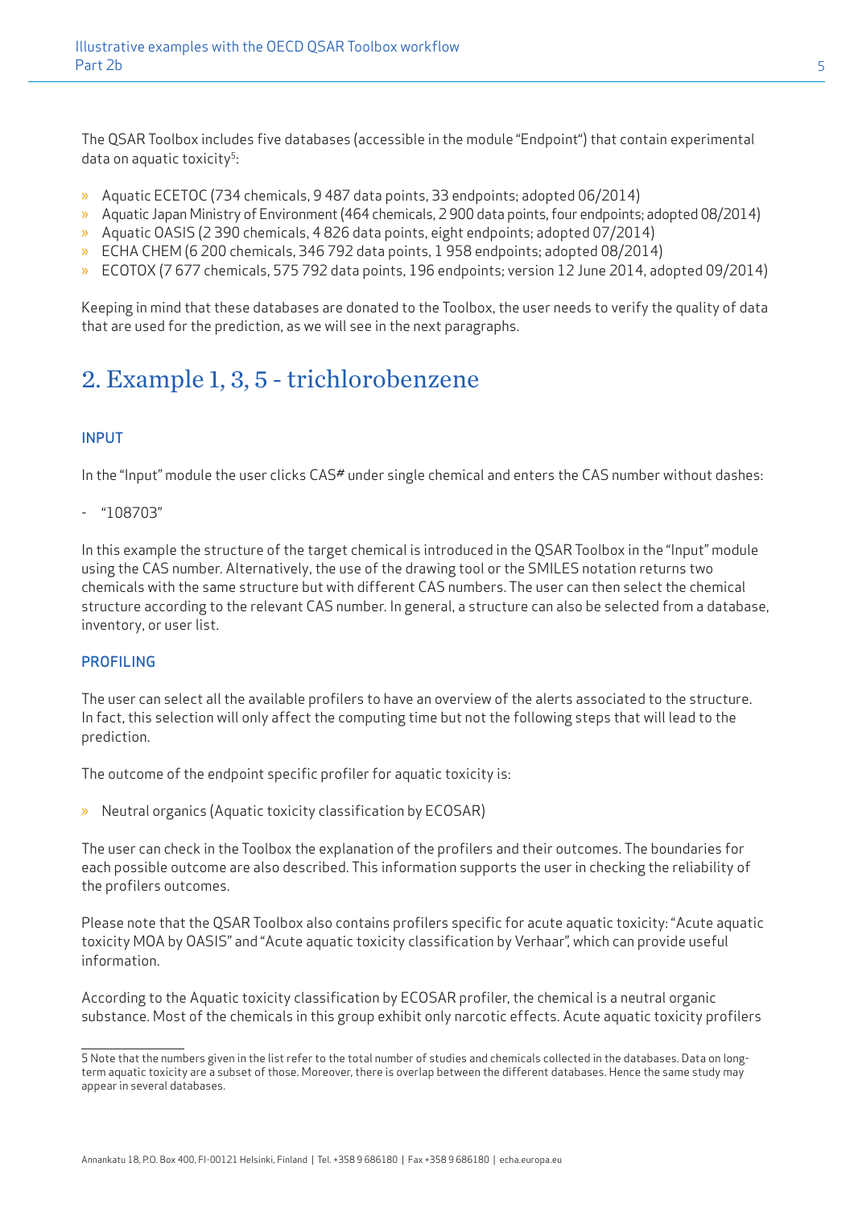The QSAR Toolbox includes five databases (accessible in the module "Endpoint") that contain experimental data on aquatic toxicity[5]:

- Aquatic ECETOC (734 chemicals, 9 487 data points, 33 endpoints; adopted 06/2014)
- Aquatic Japan Ministry of Environment (464 chemicals, 2 900 data points, four endpoints; adopted 08/2014)
- Aquatic OASIS (2 390 chemicals, 4 826 data points, eight endpoints; adopted 07/2014)
- ECHA CHEM (6 200 chemicals, 346 792 data points, 1 958 endpoints; adopted 08/2014)
- ECOTOX (7 677 chemicals, 575 792 data points, 196 endpoints; version 12 June 2014, adopted 09/2014)

Keeping in mind that these databases are donated to the Toolbox, the user needs to verify the quality of data that are used for the prediction, as we will see in the next paragraphs.

## 2. Example 1, 3, 5 - trichlorobenzene

### INPUT

In the "Input" module the user clicks CAS# under single chemical and enters the CAS number without dashes:

- "108703"

In this example the structure of the target chemical is introduced in the QSAR Toolbox in the "Input" module using the CAS number. Alternatively, the use of the drawing tool or the SMILES notation returns two chemicals with the same structure but with different CAS numbers. The user can then select the chemical structure according to the relevant CAS number. In general, a structure can also be selected from a database, inventory, or user list.

### PROFILING

The user can select all the available profilers to have an overview of the alerts associated to the structure. In fact, this selection will only affect the computing time but not the following steps that will lead to the prediction.

The outcome of the endpoint specific profiler for aquatic toxicity is:

- Neutral organics (Aquatic toxicity classification by ECOSAR)

The user can check in the Toolbox the explanation of the profilers and their outcomes. The boundaries for each possible outcome are also described. This information supports the user in checking the reliability of the profilers outcomes.

Please note that the QSAR Toolbox also contains profilers specific for acute aquatic toxicity: "Acute aquatic toxicity MOA by OASIS" and "Acute aquatic toxicity classification by Verhaar", which can provide useful information.

According to the Aquatic toxicity classification by ECOSAR profiler, the chemical is a neutral organic substance. Most of the chemicals in this group exhibit only narcotic effects. Acute aquatic toxicity profilers

---

5 Note that the numbers given in the list refer to the total number of studies and chemicals collected in the databases. Data on long-term aquatic toxicity are a subset of those. Moreover, there is overlap between the different databases. Hence the same study may appear in several databases.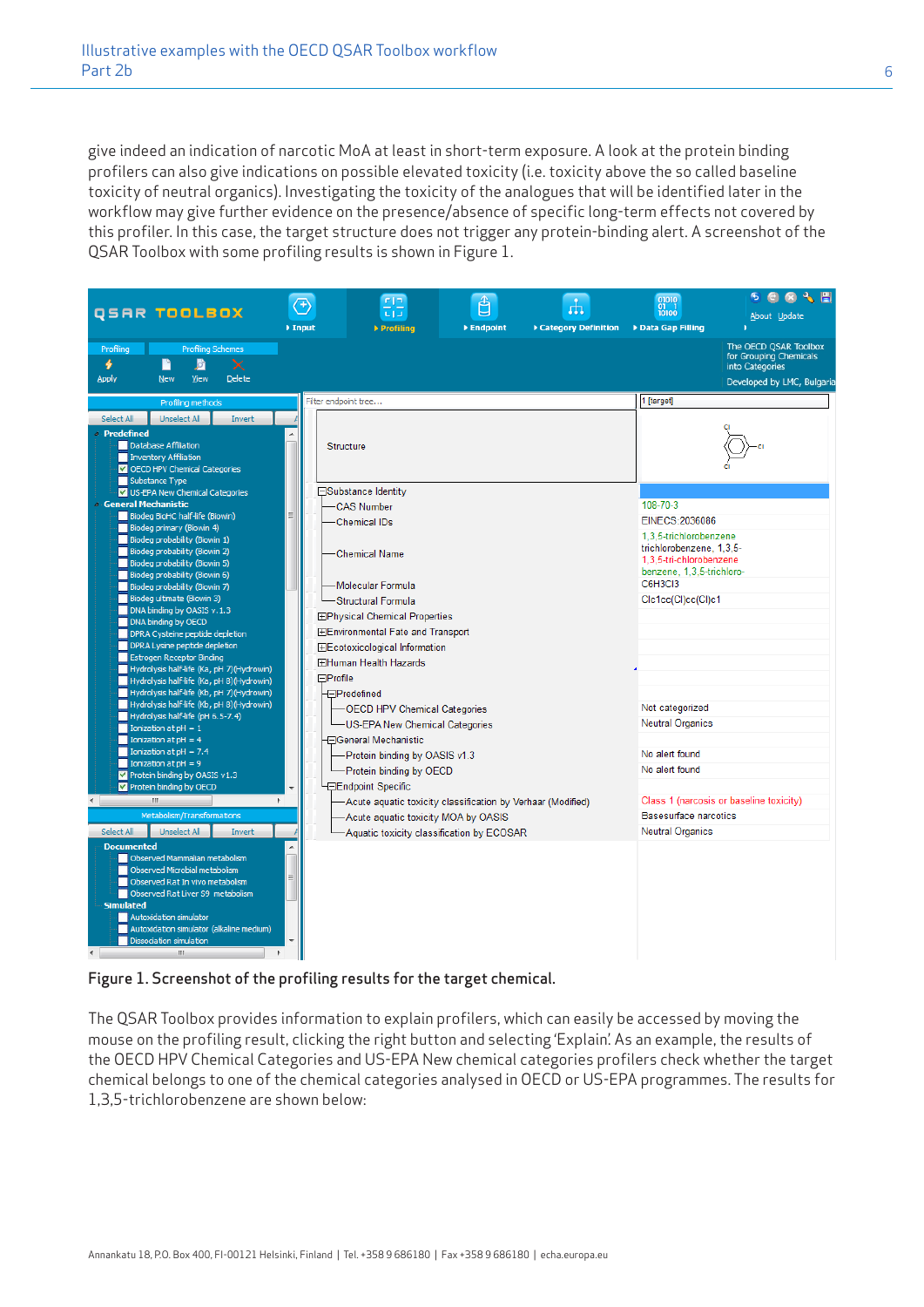give indeed an indication of narcotic MoA at least in short-term exposure. A look at the protein binding profilers can also give indications on possible elevated toxicity (i.e. toxicity above the so called baseline toxicity of neutral organics). Investigating the toxicity of the analogues that will be identified later in the workflow may give further evidence on the presence/absence of specific long-term effects not covered by this profiler. In this case, the target structure does not trigger any protein-binding alert. A screenshot of the QSAR Toolbox with some profiling results is shown in Figure 1.

Figure 1. Screenshot of the profiling results for the target chemical.

The QSAR Toolbox provides information to explain profilers, which can easily be accessed by moving the mouse on the profiling result, clicking the right button and selecting 'Explain'. As an example, the results of the OECD HPV Chemical Categories and US-EPA New chemical categories profilers check whether the target chemical belongs to one of the chemical categories analysed in OECD or US-EPA programmes. The results for 1,3,5-trichlorobenzene are shown below: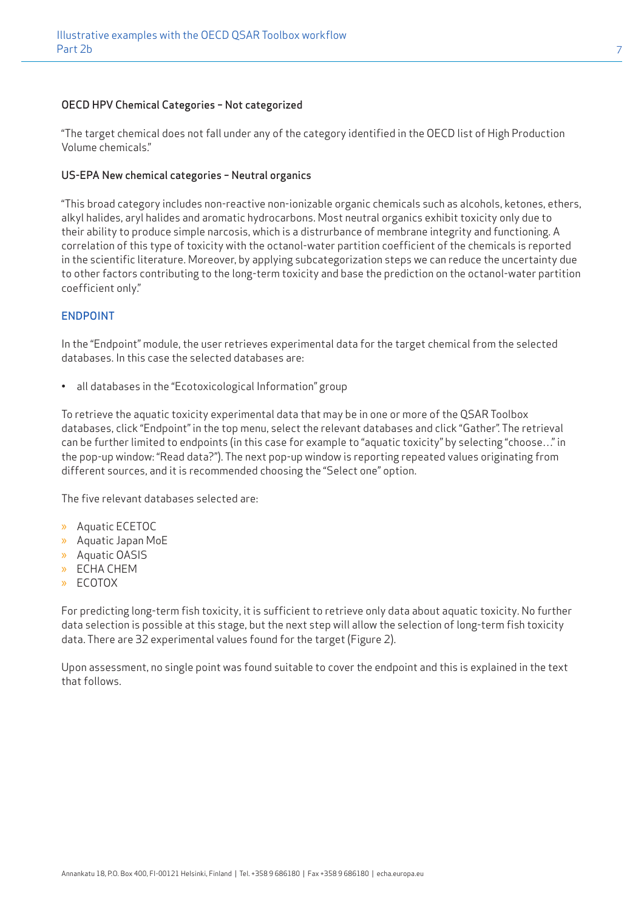#### OECD HPV Chemical Categories – Not categorized

"The target chemical does not fall under any of the category identified in the OECD list of High Production Volume chemicals."

#### US-EPA New chemical categories – Neutral organics

"This broad category includes non-reactive non-ionizable organic chemicals such as alcohols, ketones, ethers, alkyl halides, aryl halides and aromatic hydrocarbons. Most neutral organics exhibit toxicity only due to their ability to produce simple narcosis, which is a distrurbance of membrane integrity and functioning. A correlation of this type of toxicity with the octanol-water partition coefficient of the chemicals is reported in the scientific literature. Moreover, by applying subcategorization steps we can reduce the uncertainty due to other factors contributing to the long-term toxicity and base the prediction on the octanol-water partition coefficient only."

### ENDPOINT

In the "Endpoint" module, the user retrieves experimental data for the target chemical from the selected databases. In this case the selected databases are:

- all databases in the "Ecotoxicological Information" group

To retrieve the aquatic toxicity experimental data that may be in one or more of the QSAR Toolbox databases, click "Endpoint" in the top menu, select the relevant databases and click "Gather". The retrieval can be further limited to endpoints (in this case for example to "aquatic toxicity" by selecting "choose…" in the pop-up window: "Read data?"). The next pop-up window is reporting repeated values originating from different sources, and it is recommended choosing the "Select one" option.

The five relevant databases selected are:

- Aquatic ECETOC
- Aquatic Japan MoE
- Aquatic OASIS
- ECHA CHEM
- ECOTOX

For predicting long-term fish toxicity, it is sufficient to retrieve only data about aquatic toxicity. No further data selection is possible at this stage, but the next step will allow the selection of long-term fish toxicity data. There are 32 experimental values found for the target (Figure 2).

Upon assessment, no single point was found suitable to cover the endpoint and this is explained in the text that follows.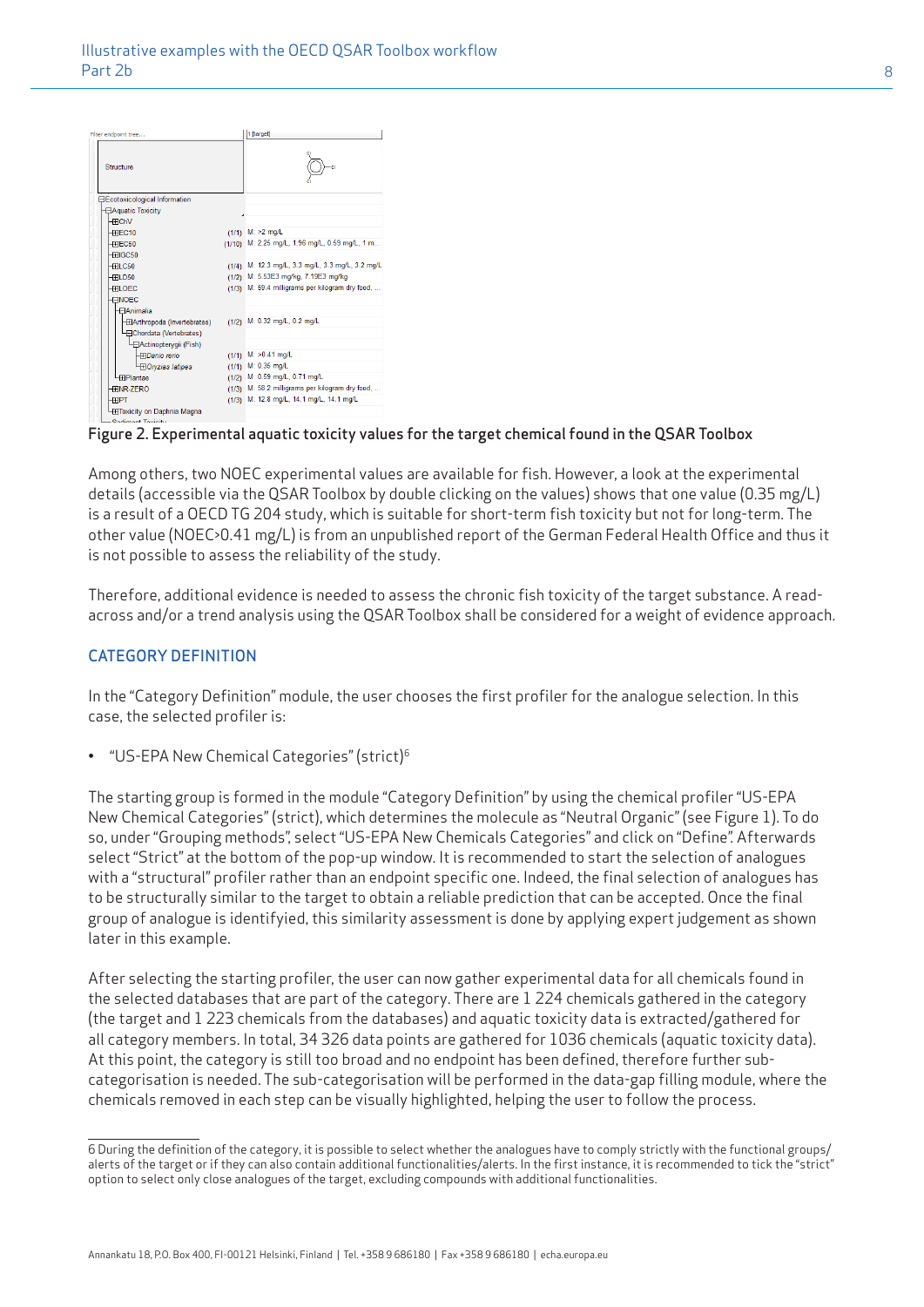Figure 2. Experimental aquatic toxicity values for the target chemical found in the QSAR Toolbox

Among others, two NOEC experimental values are available for fish. However, a look at the experimental details (accessible via the QSAR Toolbox by double clicking on the values) shows that one value (0.35 mg/L) is a result of a OECD TG 204 study, which is suitable for short-term fish toxicity but not for long-term. The other value (NOEC>0.41 mg/L) is from an unpublished report of the German Federal Health Office and thus it is not possible to assess the reliability of the study.

Therefore, additional evidence is needed to assess the chronic fish toxicity of the target substance. A read-across and/or a trend analysis using the QSAR Toolbox shall be considered for a weight of evidence approach.

## CATEGORY DEFINITION

In the "Category Definition" module, the user chooses the first profiler for the analogue selection. In this case, the selected profiler is:

- "US-EPA New Chemical Categories" (strict)[6]

The starting group is formed in the module "Category Definition" by using the chemical profiler "US-EPA New Chemical Categories" (strict), which determines the molecule as "Neutral Organic" (see Figure 1). To do so, under "Grouping methods", select "US-EPA New Chemicals Categories" and click on "Define". Afterwards select "Strict" at the bottom of the pop-up window. It is recommended to start the selection of analogues with a "structural" profiler rather than an endpoint specific one. Indeed, the final selection of analogues has to be structurally similar to the target to obtain a reliable prediction that can be accepted. Once the final group of analogue is identifyied, this similarity assessment is done by applying expert judgement as shown later in this example.

After selecting the starting profiler, the user can now gather experimental data for all chemicals found in the selected databases that are part of the category. There are 1 224 chemicals gathered in the category (the target and 1 223 chemicals from the databases) and aquatic toxicity data is extracted/gathered for all category members. In total, 34 326 data points are gathered for 1036 chemicals (aquatic toxicity data). At this point, the category is still too broad and no endpoint has been defined, therefore further sub-categorisation is needed. The sub-categorisation will be performed in the data-gap filling module, where the chemicals removed in each step can be visually highlighted, helping the user to follow the process.

---

6 During the definition of the category, it is possible to select whether the analogues have to comply strictly with the functional groups/alerts of the target or if they can also contain additional functionalities/alerts. In the first instance, it is recommended to tick the "strict" option to select only close analogues of the target, excluding compounds with additional functionalities.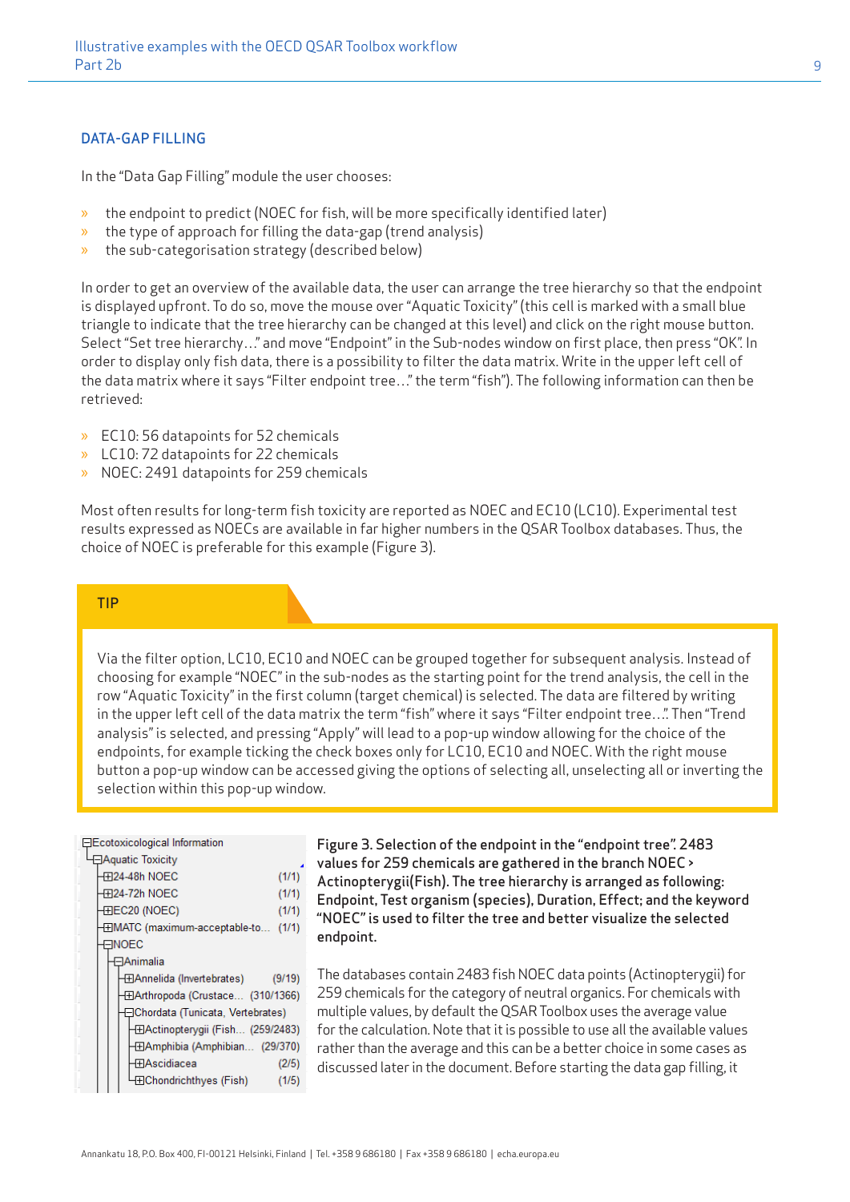## DATA-GAP FILLING

In the "Data Gap Filling" module the user chooses:

- the endpoint to predict (NOEC for fish, will be more specifically identified later)
- the type of approach for filling the data-gap (trend analysis)
- the sub-categorisation strategy (described below)

In order to get an overview of the available data, the user can arrange the tree hierarchy so that the endpoint is displayed upfront. To do so, move the mouse over "Aquatic Toxicity" (this cell is marked with a small blue triangle to indicate that the tree hierarchy can be changed at this level) and click on the right mouse button. Select "Set tree hierarchy…" and move "Endpoint" in the Sub-nodes window on first place, then press "OK". In order to display only fish data, there is a possibility to filter the data matrix. Write in the upper left cell of the data matrix where it says "Filter endpoint tree…" the term "fish"). The following information can then be retrieved:

- EC10: 56 datapoints for 52 chemicals
- LC10: 72 datapoints for 22 chemicals
- NOEC: 2491 datapoints for 259 chemicals

Most often results for long-term fish toxicity are reported as NOEC and EC10 (LC10). Experimental test results expressed as NOECs are available in far higher numbers in the QSAR Toolbox databases. Thus, the choice of NOEC is preferable for this example (Figure 3).

> **TIP**
>
> Via the filter option, LC10, EC10 and NOEC can be grouped together for subsequent analysis. Instead of choosing for example "NOEC" in the sub-nodes as the starting point for the trend analysis, the cell in the row "Aquatic Toxicity" in the first column (target chemical) is selected. The data are filtered by writing in the upper left cell of the data matrix the term "fish" where it says "Filter endpoint tree…". Then "Trend analysis" is selected, and pressing "Apply" will lead to a pop-up window allowing for the choice of the endpoints, for example ticking the check boxes only for LC10, EC10 and NOEC. With the right mouse button a pop-up window can be accessed giving the options of selecting all, unselecting all or inverting the selection within this pop-up window.

```
⊟Ecotoxicological Information
 └⊟Aquatic Toxicity
   ├⊞24-48h NOEC                          (1/1)
   ├⊞24-72h NOEC                          (1/1)
   ├⊞EC20 (NOEC)                          (1/1)
   ├⊞MATC (maximum-acceptable-to...       (1/1)
   └⊟NOEC
     └⊟Animalia
       ├⊞Annelida (Invertebrates)         (9/19)
       ├⊞Arthropoda (Crustace...      (310/1366)
       └⊟Chordata (Tunicata, Vertebrates)
         ├⊞Actinopterygii (Fish...    (259/2483)
         ├⊞Amphibia (Amphibian...       (29/370)
         ├⊞Ascidiacea                      (2/5)
         └⊞Chondrichthyes (Fish)           (1/5)
```

**Figure 3. Selection of the endpoint in the "endpoint tree". 2483 values for 259 chemicals are gathered in the branch NOEC > Actinopterygii(Fish). The tree hierarchy is arranged as following: Endpoint, Test organism (species), Duration, Effect; and the keyword "NOEC" is used to filter the tree and better visualize the selected endpoint.**

The databases contain 2483 fish NOEC data points (Actinopterygii) for 259 chemicals for the category of neutral organics. For chemicals with multiple values, by default the QSAR Toolbox uses the average value for the calculation. Note that it is possible to use all the available values rather than the average and this can be a better choice in some cases as discussed later in the document. Before starting the data gap filling, it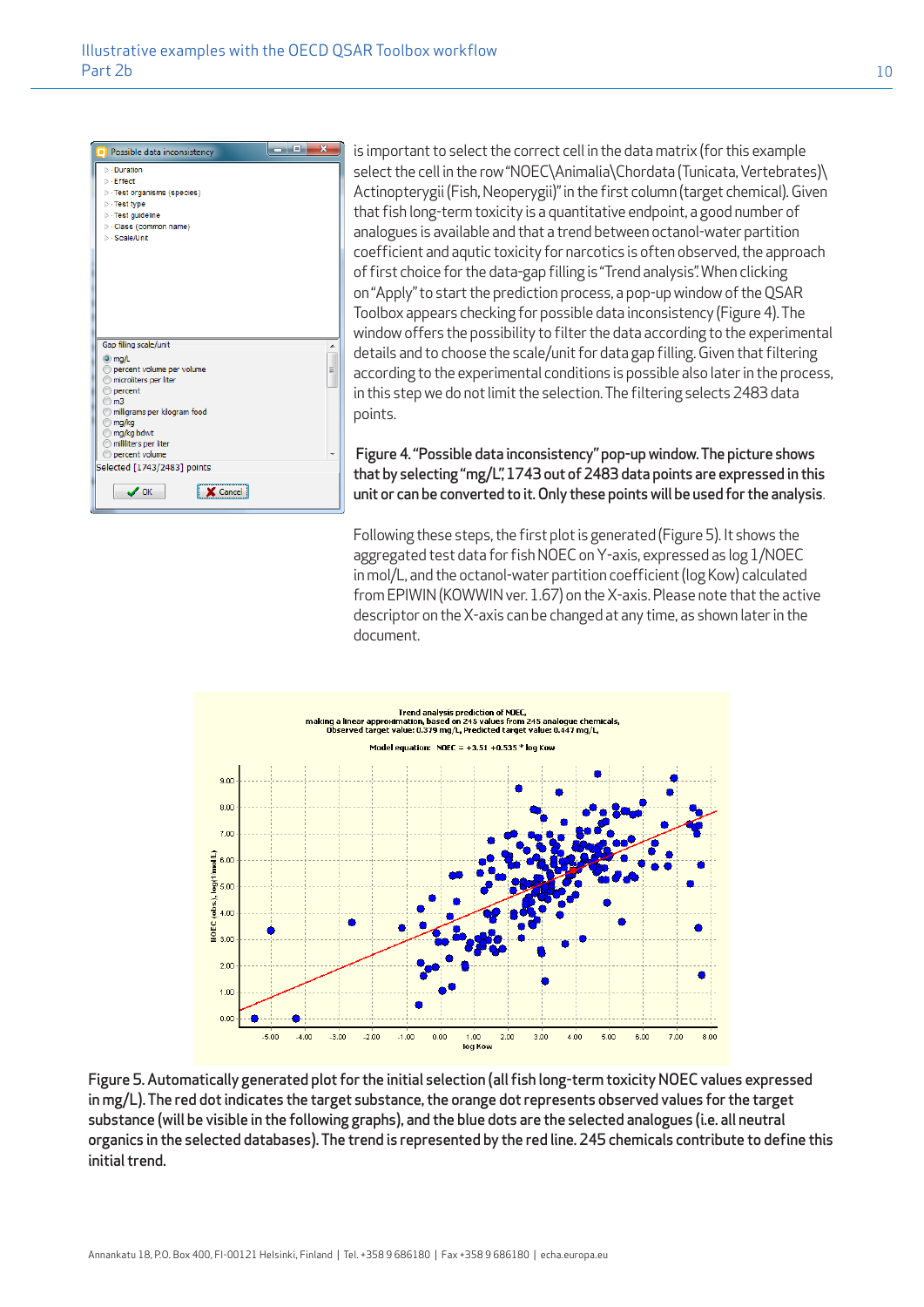is important to select the correct cell in the data matrix (for this example select the cell in the row "NOEC\Animalia\Chordata (Tunicata, Vertebrates)\Actinopterygii (Fish, Neopterygii)" in the first column (target chemical). Given that fish long-term toxicity is a quantitative endpoint, a good number of analogues is available and that a trend between octanol-water partition coefficient and aqutic toxicity for narcotics is often observed, the approach of first choice for the data-gap filling is "Trend analysis". When clicking on "Apply" to start the prediction process, a pop-up window of the QSAR Toolbox appears checking for possible data inconsistency (Figure 4). The window offers the possibility to filter the data according to the experimental details and to choose the scale/unit for data gap filling. Given that filtering according to the experimental conditions is possible also later in the process, in this step we do not limit the selection. The filtering selects 2483 data points.

**Figure 4. "Possible data inconsistency" pop-up window. The picture shows that by selecting "mg/L", 1743 out of 2483 data points are expressed in this unit or can be converted to it. Only these points will be used for the analysis.**

Following these steps, the first plot is generated (Figure 5). It shows the aggregated test data for fish NOEC on Y-axis, expressed as log 1/NOEC in mol/L, and the octanol-water partition coefficient (log Kow) calculated from EPIWIN (KOWWIN ver. 1.67) on the X-axis. Please note that the active descriptor on the X-axis can be changed at any time, as shown later in the document.

**Figure 5. Automatically generated plot for the initial selection (all fish long-term toxicity NOEC values expressed in mg/L). The red dot indicates the target substance, the orange dot represents observed values for the target substance (will be visible in the following graphs), and the blue dots are the selected analogues (i.e. all neutral organics in the selected databases). The trend is represented by the red line. 245 chemicals contribute to define this initial trend.**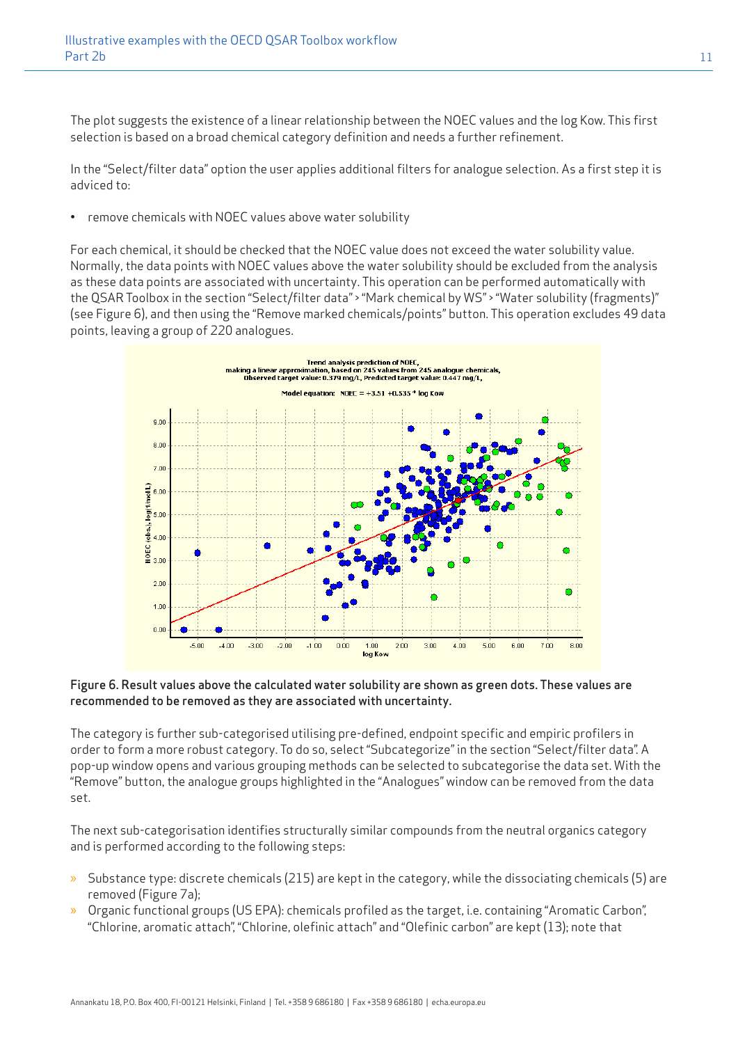The plot suggests the existence of a linear relationship between the NOEC values and the log Kow. This first selection is based on a broad chemical category definition and needs a further refinement.

In the "Select/filter data" option the user applies additional filters for analogue selection. As a first step it is adviced to:

- remove chemicals with NOEC values above water solubility

For each chemical, it should be checked that the NOEC value does not exceed the water solubility value. Normally, the data points with NOEC values above the water solubility should be excluded from the analysis as these data points are associated with uncertainty. This operation can be performed automatically with the QSAR Toolbox in the section "Select/filter data" > "Mark chemical by WS" > "Water solubility (fragments)" (see Figure 6), and then using the "Remove marked chemicals/points" button. This operation excludes 49 data points, leaving a group of 220 analogues.

Figure 6. Result values above the calculated water solubility are shown as green dots. These values are recommended to be removed as they are associated with uncertainty.

The category is further sub-categorised utilising pre-defined, endpoint specific and empiric profilers in order to form a more robust category. To do so, select "Subcategorize" in the section "Select/filter data". A pop-up window opens and various grouping methods can be selected to subcategorise the data set. With the "Remove" button, the analogue groups highlighted in the "Analogues" window can be removed from the data set.

The next sub-categorisation identifies structurally similar compounds from the neutral organics category and is performed according to the following steps:

- Substance type: discrete chemicals (215) are kept in the category, while the dissociating chemicals (5) are removed (Figure 7a);
- Organic functional groups (US EPA): chemicals profiled as the target, i.e. containing "Aromatic Carbon", "Chlorine, aromatic attach", "Chlorine, olefinic attach" and "Olefinic carbon" are kept (13); note that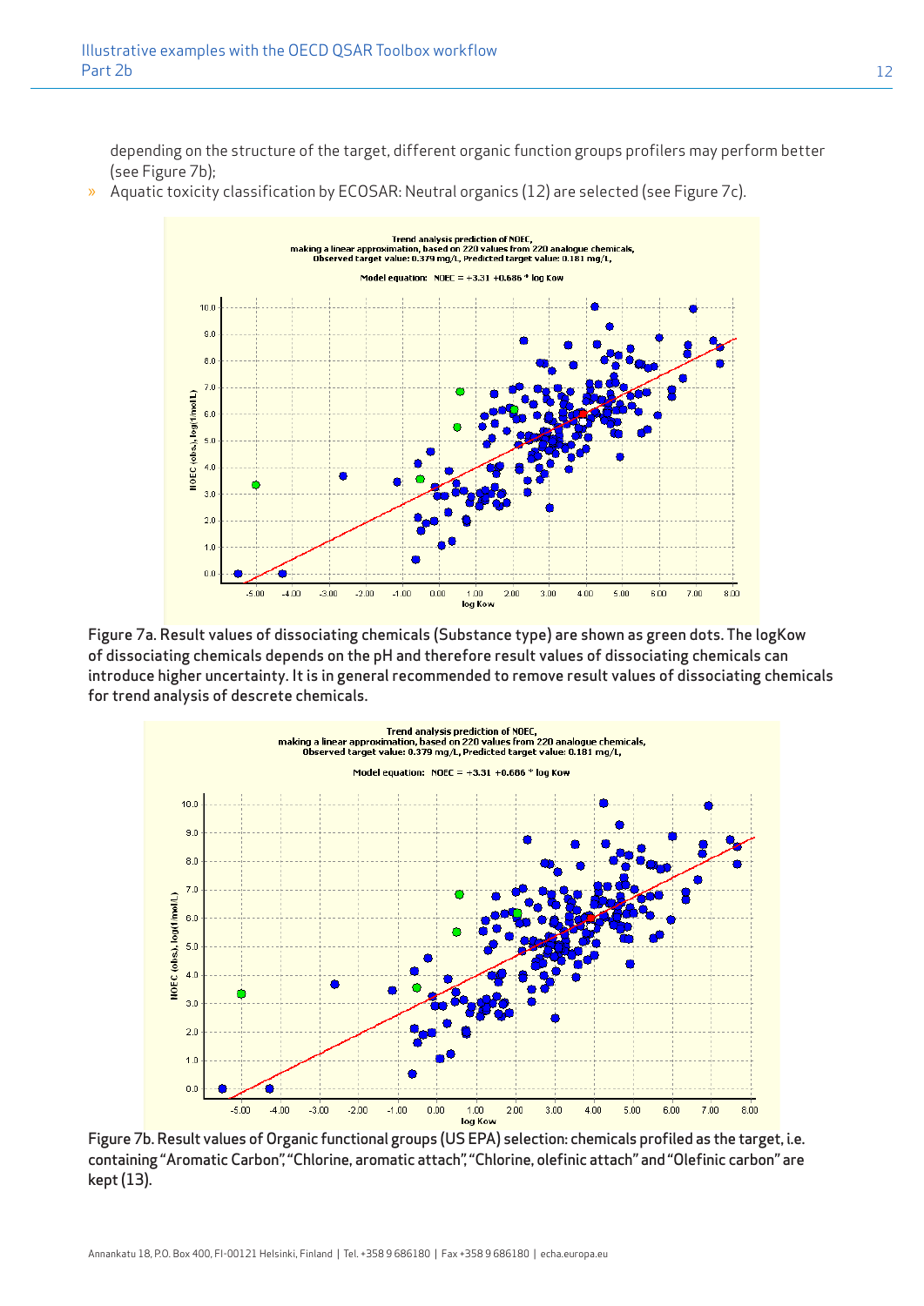depending on the structure of the target, different organic function groups profilers may perform better (see Figure 7b);

- Aquatic toxicity classification by ECOSAR: Neutral organics (12) are selected (see Figure 7c).

Figure 7a. Result values of dissociating chemicals (Substance type) are shown as green dots. The logKow of dissociating chemicals depends on the pH and therefore result values of dissociating chemicals can introduce higher uncertainty. It is in general recommended to remove result values of dissociating chemicals for trend analysis of descrete chemicals.

Figure 7b. Result values of Organic functional groups (US EPA) selection: chemicals profiled as the target, i.e. containing "Aromatic Carbon", "Chlorine, aromatic attach", "Chlorine, olefinic attach" and "Olefinic carbon" are kept (13).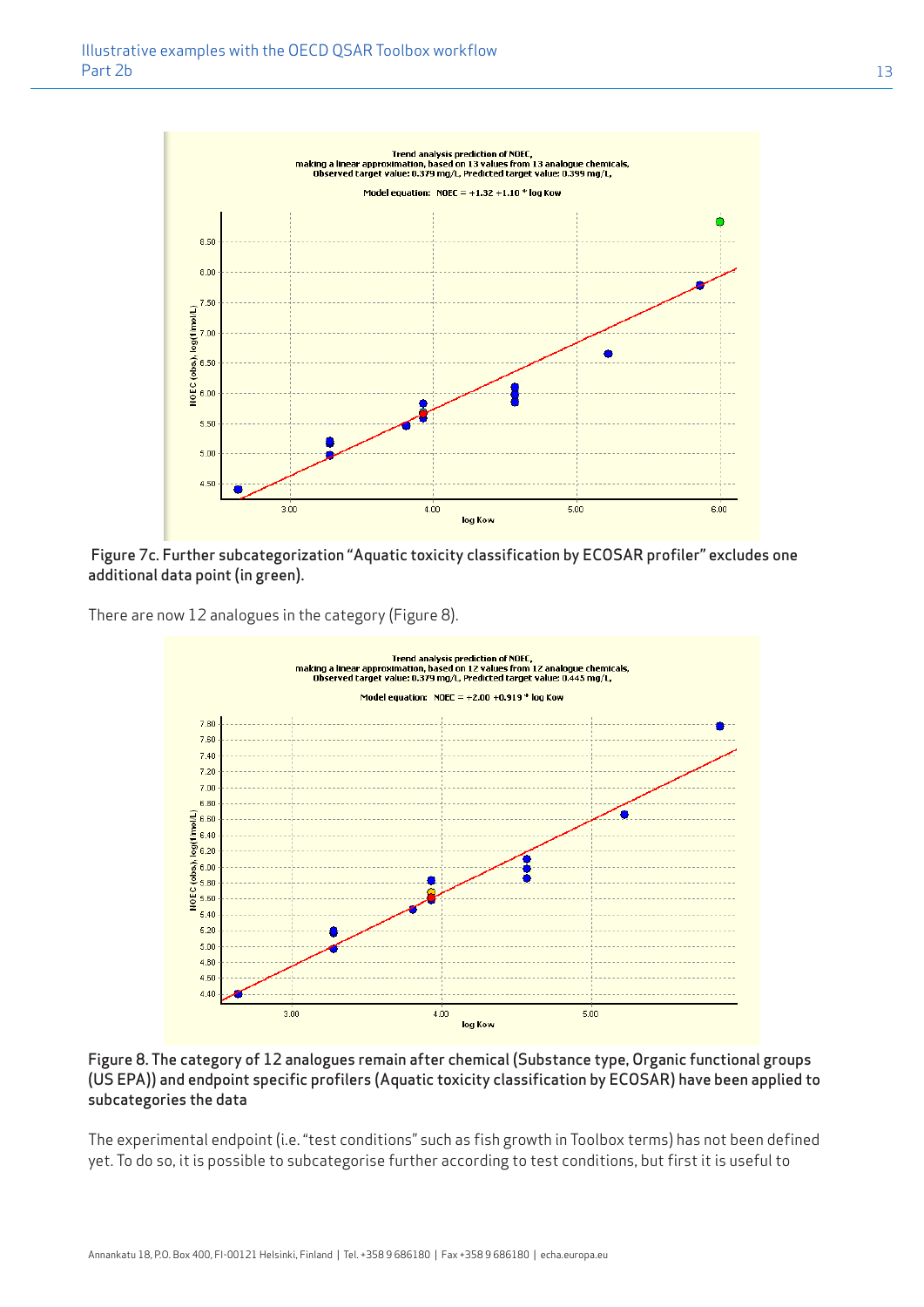Trend analysis prediction of NOEC,
making a linear approximation, based on 13 values from 13 analogue chemicals,
Observed target value: 0.379 mg/L, Predicted target value: 0.399 mg/L,

Model equation: NOEC = +1.32 +1.10 * log Kow

Figure 7c. Further subcategorization "Aquatic toxicity classification by ECOSAR profiler" excludes one additional data point (in green).

There are now 12 analogues in the category (Figure 8).

Trend analysis prediction of NOEC,
making a linear approximation, based on 12 values from 12 analogue chemicals,
Observed target value: 0.379 mg/L, Predicted target value: 0.445 mg/L,

Model equation: NOEC = +2.00 +0.919 * log Kow

Figure 8. The category of 12 analogues remain after chemical (Substance type, Organic functional groups (US EPA)) and endpoint specific profilers (Aquatic toxicity classification by ECOSAR) have been applied to subcategories the data

The experimental endpoint (i.e. "test conditions" such as fish growth in Toolbox terms) has not been defined yet. To do so, it is possible to subcategorise further according to test conditions, but first it is useful to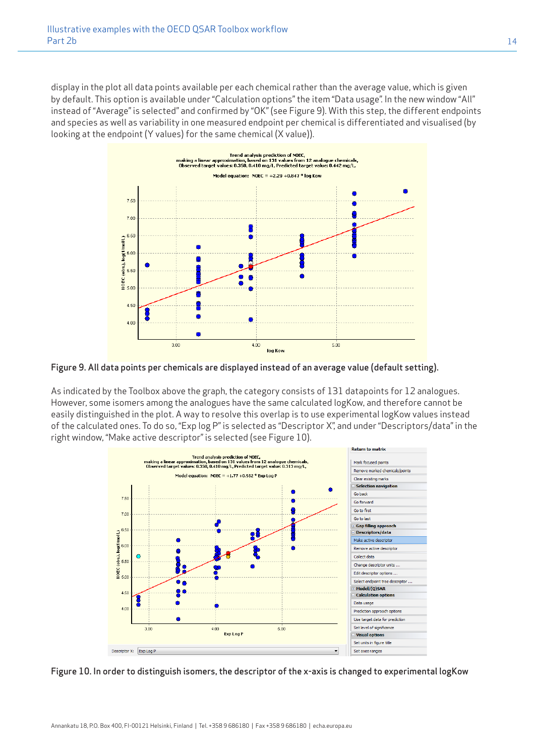display in the plot all data points available per each chemical rather than the average value, which is given by default. This option is available under "Calculation options" the item "Data usage". In the new window "All" instead of "Average" is selected" and confirmed by "OK" (see Figure 9). With this step, the different endpoints and species as well as variability in one measured endpoint per chemical is differentiated and visualised (by looking at the endpoint (Y values) for the same chemical (X value)).

Figure 9. All data points per chemicals are displayed instead of an average value (default setting).

As indicated by the Toolbox above the graph, the category consists of 131 datapoints for 12 analogues. However, some isomers among the analogues have the same calculated logKow, and therefore cannot be easily distinguished in the plot. A way to resolve this overlap is to use experimental logKow values instead of the calculated ones. To do so, "Exp log P" is selected as "Descriptor X", and under "Descriptors/data" in the right window, "Make active descriptor" is selected (see Figure 10).

Figure 10. In order to distinguish isomers, the descriptor of the x-axis is changed to experimental logKow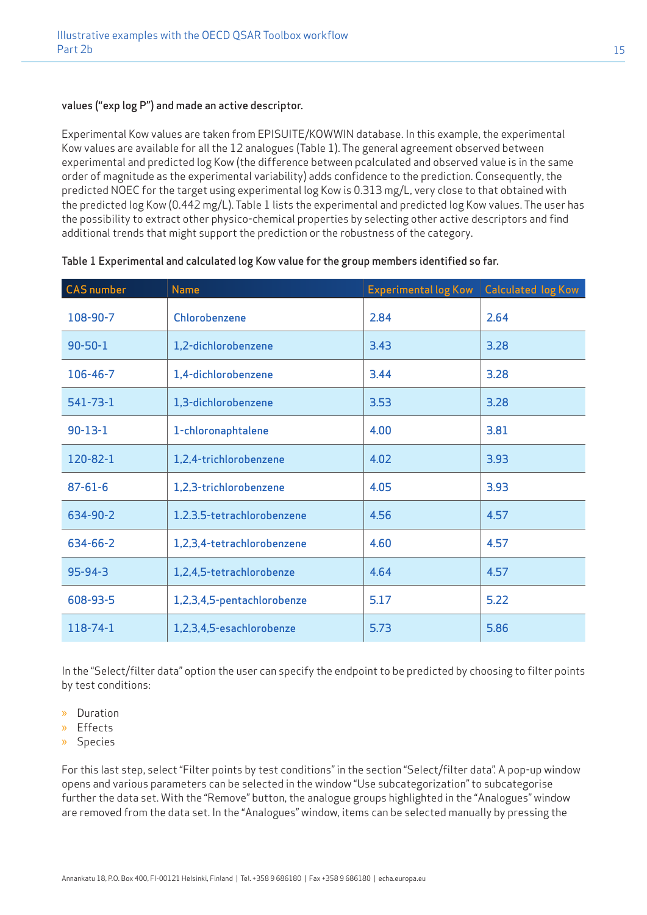values ("exp log P") and made an active descriptor.

Experimental Kow values are taken from EPISUITE/KOWWIN database. In this example, the experimental Kow values are available for all the 12 analogues (Table 1). The general agreement observed between experimental and predicted log Kow (the difference between pcalculated and observed value is in the same order of magnitude as the experimental variability) adds confidence to the prediction. Consequently, the predicted NOEC for the target using experimental log Kow is 0.313 mg/L, very close to that obtained with the predicted log Kow (0.442 mg/L). Table 1 lists the experimental and predicted log Kow values. The user has the possibility to extract other physico-chemical properties by selecting other active descriptors and find additional trends that might support the prediction or the robustness of the category.

**Table 1 Experimental and calculated log Kow value for the group members identified so far.**

| CAS number | Name | Experimental log Kow | Calculated log Kow |
|---|---|---|---|
| 108-90-7 | Chlorobenzene | 2.84 | 2.64 |
| 90-50-1 | 1,2-dichlorobenzene | 3.43 | 3.28 |
| 106-46-7 | 1,4-dichlorobenzene | 3.44 | 3.28 |
| 541-73-1 | 1,3-dichlorobenzene | 3.53 | 3.28 |
| 90-13-1 | 1-chloronaphtalene | 4.00 | 3.81 |
| 120-82-1 | 1,2,4-trichlorobenzene | 4.02 | 3.93 |
| 87-61-6 | 1,2,3-trichlorobenzene | 4.05 | 3.93 |
| 634-90-2 | 1.2.3.5-tetrachlorobenzene | 4.56 | 4.57 |
| 634-66-2 | 1,2,3,4-tetrachlorobenzene | 4.60 | 4.57 |
| 95-94-3 | 1,2,4,5-tetrachlorobenze | 4.64 | 4.57 |
| 608-93-5 | 1,2,3,4,5-pentachlorobenze | 5.17 | 5.22 |
| 118-74-1 | 1,2,3,4,5-esachlorobenze | 5.73 | 5.86 |

In the "Select/filter data" option the user can specify the endpoint to be predicted by choosing to filter points by test conditions:

- Duration
- Effects
- Species

For this last step, select "Filter points by test conditions" in the section "Select/filter data". A pop-up window opens and various parameters can be selected in the window "Use subcategorization" to subcategorise further the data set. With the "Remove" button, the analogue groups highlighted in the "Analogues" window are removed from the data set. In the "Analogues" window, items can be selected manually by pressing the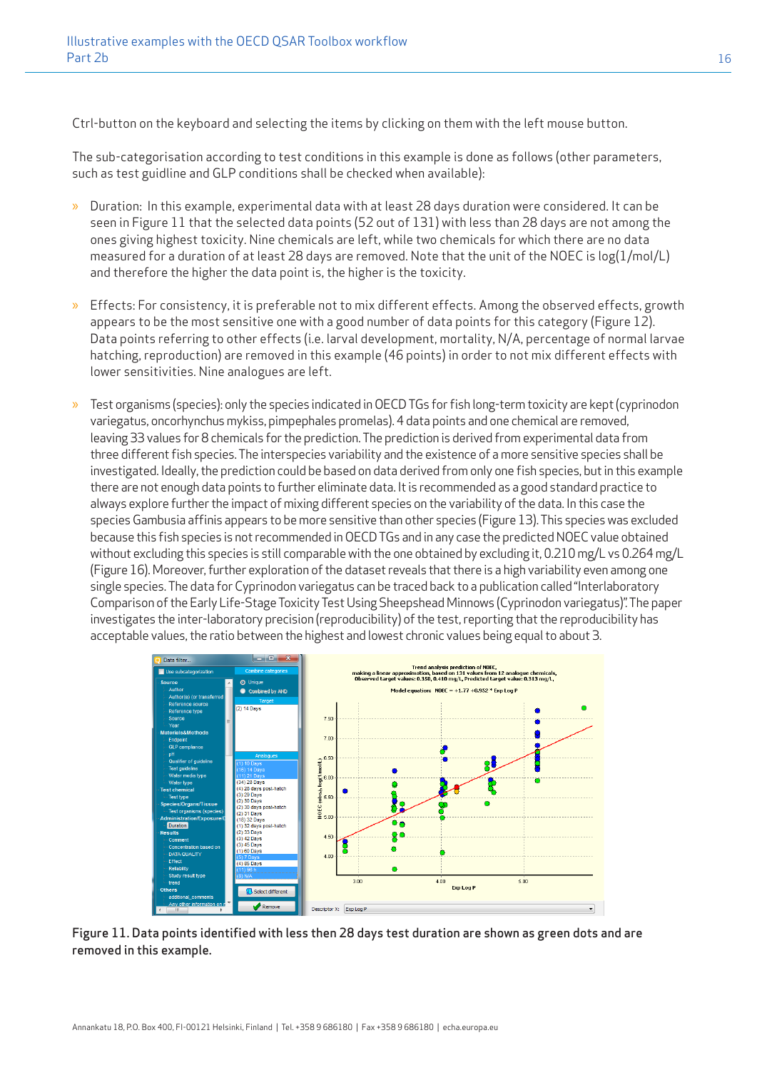Ctrl-button on the keyboard and selecting the items by clicking on them with the left mouse button.

The sub-categorisation according to test conditions in this example is done as follows (other parameters, such as test guideline and GLP conditions shall be checked when available):

- Duration: In this example, experimental data with at least 28 days duration were considered. It can be seen in Figure 11 that the selected data points (52 out of 131) with less than 28 days are not among the ones giving highest toxicity. Nine chemicals are left, while two chemicals for which there are no data measured for a duration of at least 28 days are removed. Note that the unit of the NOEC is log(1/mol/L) and therefore the higher the data point is, the higher is the toxicity.

- Effects: For consistency, it is preferable not to mix different effects. Among the observed effects, growth appears to be the most sensitive one with a good number of data points for this category (Figure 12). Data points referring to other effects (i.e. larval development, mortality, N/A, percentage of normal larvae hatching, reproduction) are removed in this example (46 points) in order to not mix different effects with lower sensitivities. Nine analogues are left.

- Test organisms (species): only the species indicated in OECD TGs for fish long-term toxicity are kept (cyprinodon variegatus, oncorhynchus mykiss, pimpephales promelas). 4 data points and one chemical are removed, leaving 33 values for 8 chemicals for the prediction. The prediction is derived from experimental data from three different fish species. The interspecies variability and the existence of a more sensitive species shall be investigated. Ideally, the prediction could be based on data derived from only one fish species, but in this example there are not enough data points to further eliminate data. It is recommended as a good standard practice to always explore further the impact of mixing different species on the variability of the data. In this case the species Gambusia affinis appears to be more sensitive than other species (Figure 13). This species was excluded because this fish species is not recommended in OECD TGs and in any case the predicted NOEC value obtained without excluding this species is still comparable with the one obtained by excluding it, 0.210 mg/L vs 0.264 mg/L (Figure 16). Moreover, further exploration of the dataset reveals that there is a high variability even among one single species. The data for Cyprinodon variegatus can be traced back to a publication called "Interlaboratory Comparison of the Early Life-Stage Toxicity Test Using Sheepshead Minnows (Cyprinodon variegatus)". The paper investigates the inter-laboratory precision (reproducibility) of the test, reporting that the reproducibility has acceptable values, the ratio between the highest and lowest chronic values being equal to about 3.

Figure 11. Data points identified with less then 28 days test duration are shown as green dots and are removed in this example.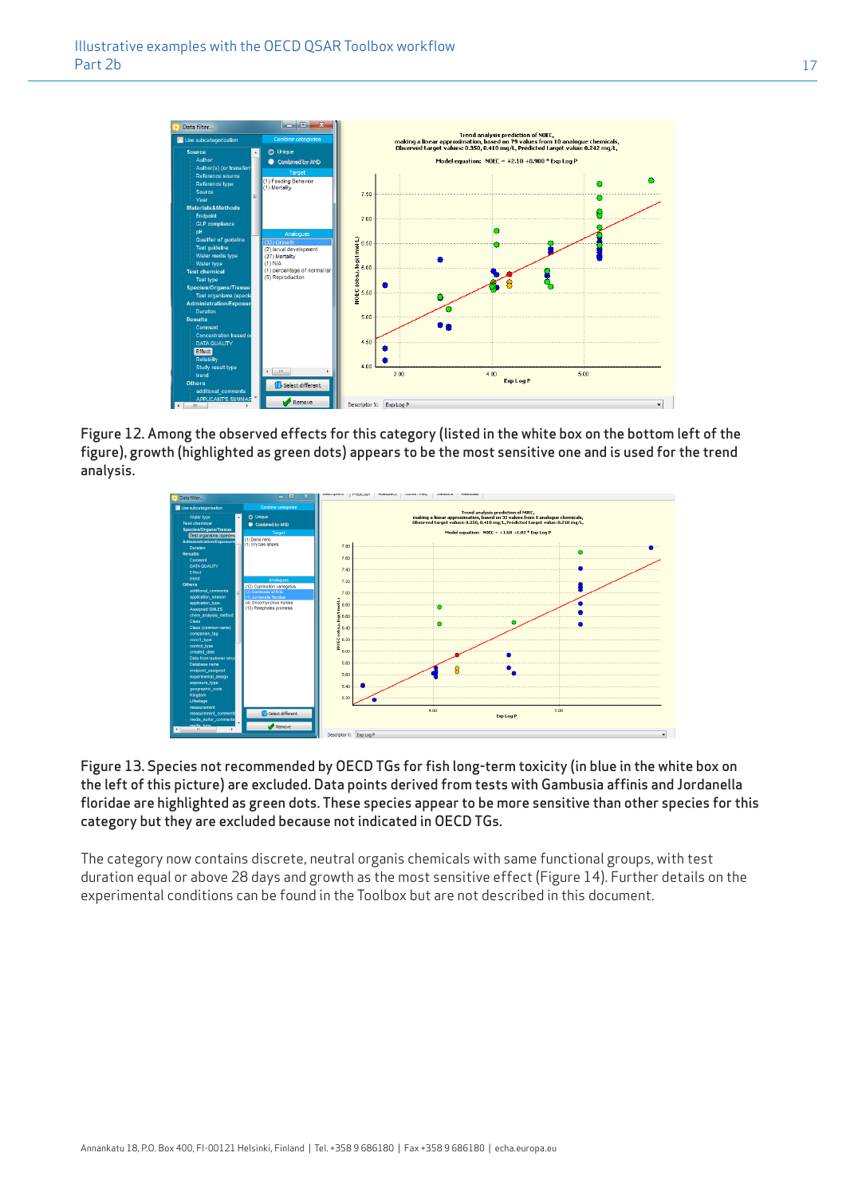Figure 12. Among the observed effects for this category (listed in the white box on the bottom left of the figure), growth (highlighted as green dots) appears to be the most sensitive one and is used for the trend analysis.

Figure 13. Species not recommended by OECD TGs for fish long-term toxicity (in blue in the white box on the left of this picture) are excluded. Data points derived from tests with Gambusia affinis and Jordanella floridae are highlighted as green dots. These species appear to be more sensitive than other species for this category but they are excluded because not indicated in OECD TGs.

The category now contains discrete, neutral organis chemicals with same functional groups, with test duration equal or above 28 days and growth as the most sensitive effect (Figure 14). Further details on the experimental conditions can be found in the Toolbox but are not described in this document.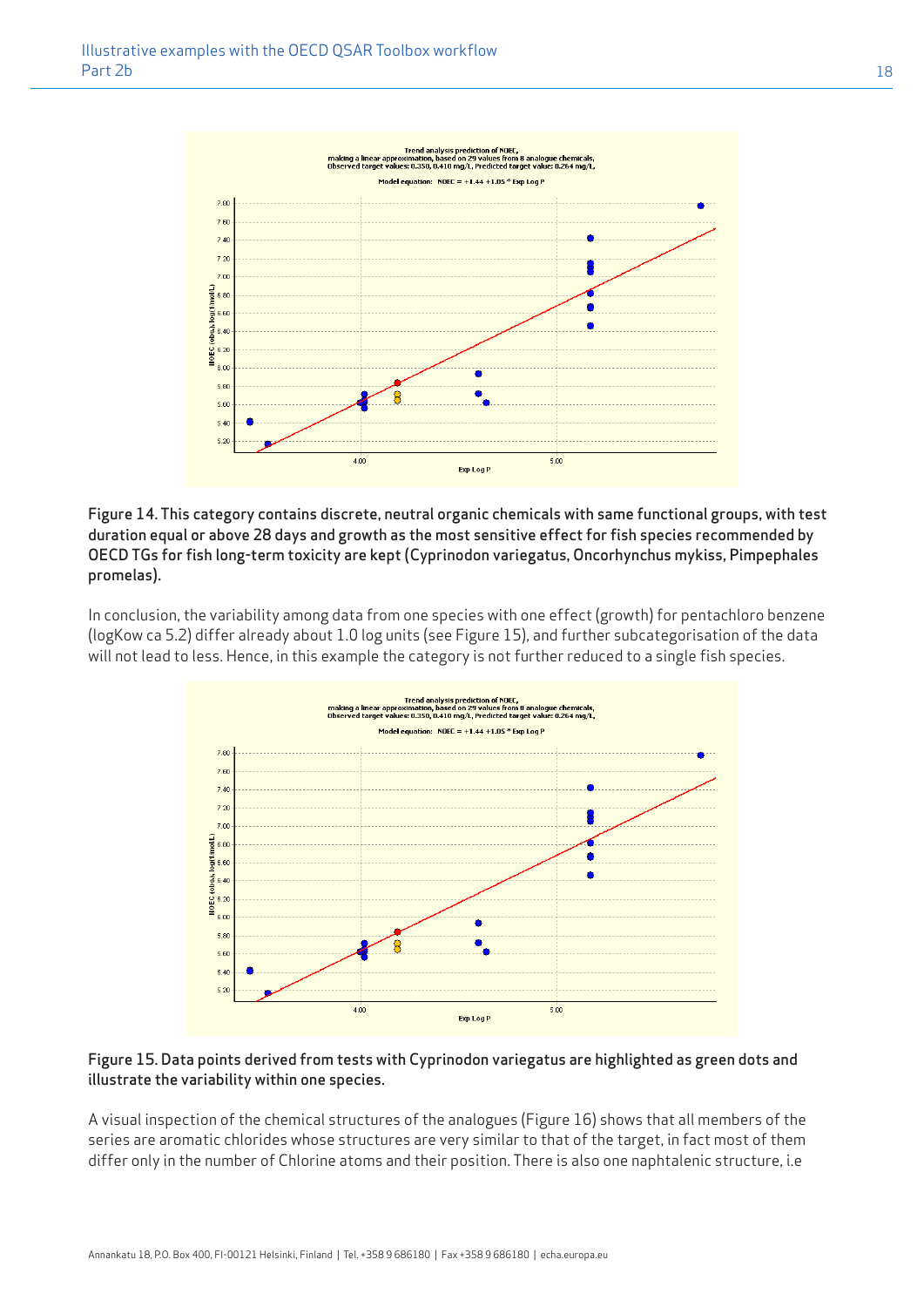Figure 14. This category contains discrete, neutral organic chemicals with same functional groups, with test duration equal or above 28 days and growth as the most sensitive effect for fish species recommended by OECD TGs for fish long-term toxicity are kept (Cyprinodon variegatus, Oncorhynchus mykiss, Pimpephales promelas).

In conclusion, the variability among data from one species with one effect (growth) for pentachloro benzene (logKow ca 5.2) differ already about 1.0 log units (see Figure 15), and further subcategorisation of the data will not lead to less. Hence, in this example the category is not further reduced to a single fish species.

Figure 15. Data points derived from tests with Cyprinodon variegatus are highlighted as green dots and illustrate the variability within one species.

A visual inspection of the chemical structures of the analogues (Figure 16) shows that all members of the series are aromatic chlorides whose structures are very similar to that of the target, in fact most of them differ only in the number of Chlorine atoms and their position. There is also one naphtalenic structure, i.e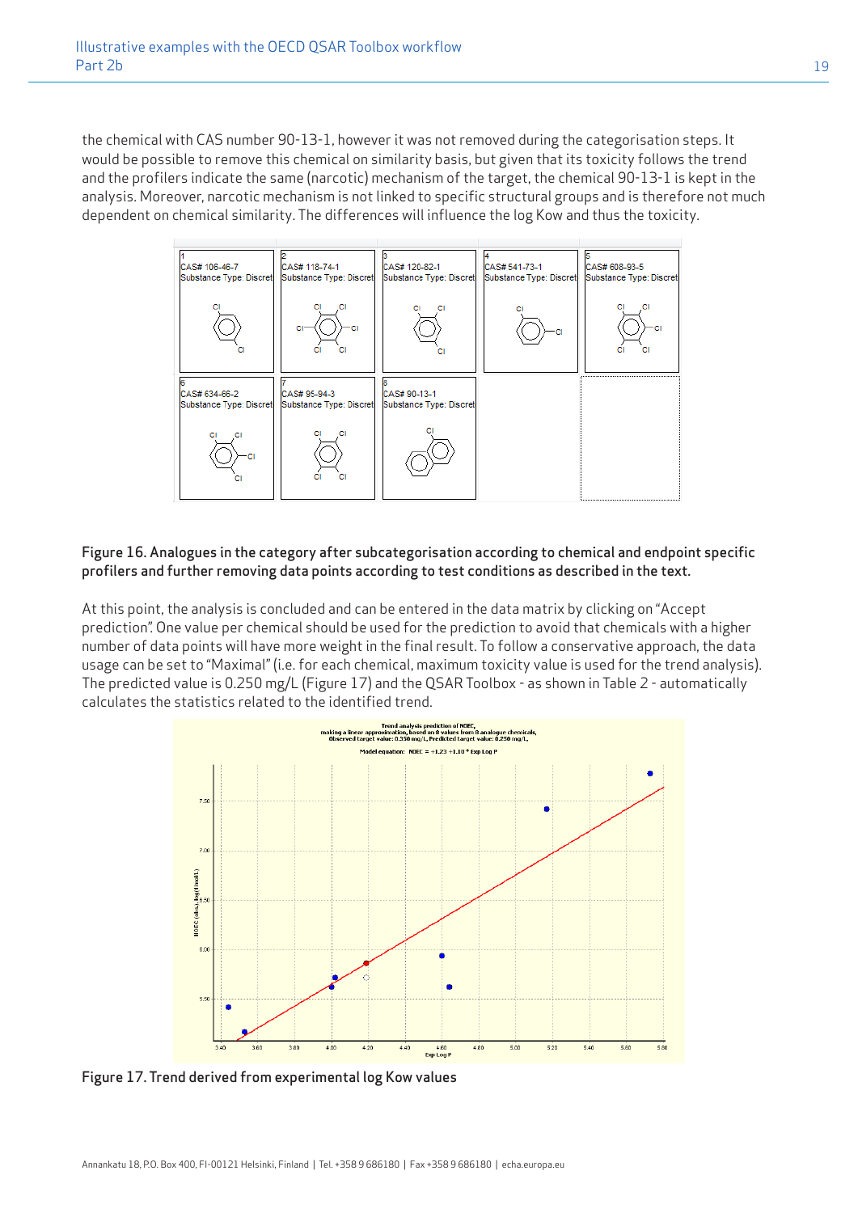the chemical with CAS number 90-13-1, however it was not removed during the categorisation steps. It would be possible to remove this chemical on similarity basis, but given that its toxicity follows the trend and the profilers indicate the same (narcotic) mechanism of the target, the chemical 90-13-1 is kept in the analysis. Moreover, narcotic mechanism is not linked to specific structural groups and is therefore not much dependent on chemical similarity. The differences will influence the log Kow and thus the toxicity.

Figure 16. Analogues in the category after subcategorisation according to chemical and endpoint specific profilers and further removing data points according to test conditions as described in the text.

At this point, the analysis is concluded and can be entered in the data matrix by clicking on "Accept prediction". One value per chemical should be used for the prediction to avoid that chemicals with a higher number of data points will have more weight in the final result. To follow a conservative approach, the data usage can be set to "Maximal" (i.e. for each chemical, maximum toxicity value is used for the trend analysis). The predicted value is 0.250 mg/L (Figure 17) and the QSAR Toolbox - as shown in Table 2 - automatically calculates the statistics related to the identified trend.

Figure 17. Trend derived from experimental log Kow values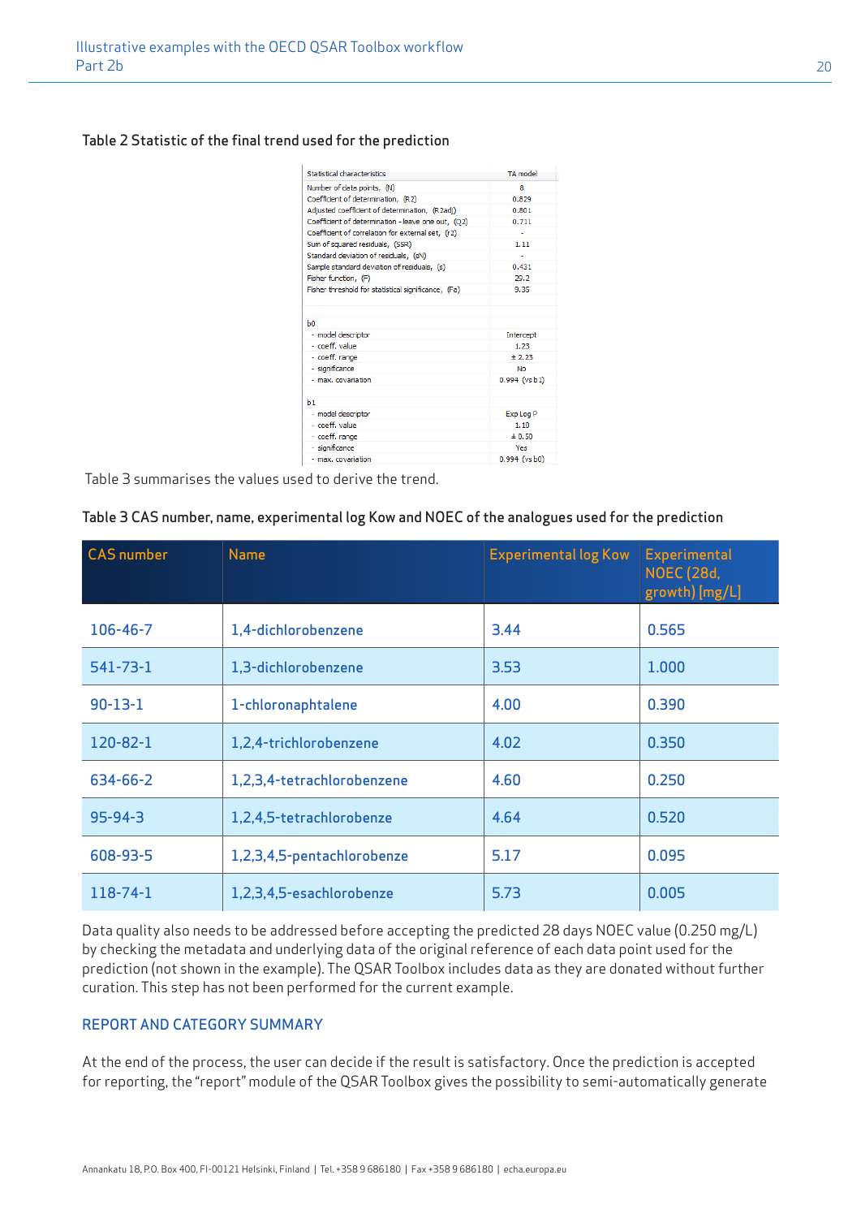Table 2 Statistic of the final trend used for the prediction

| Statistical characteristics | TA model |
|---|---|
| Number of data points, (N) | 8 |
| Coefficient of determination, (R2) | 0.829 |
| Adjusted coefficient of determination, (R2adj) | 0.801 |
| Coefficient of determination - leave one out, (Q2) | 0.711 |
| Coefficient of correlation for external set, (r2) | - |
| Sum of squared residuals, (SSR) | 1.11 |
| Standard deviation of residuals, (sN) | - |
| Sample standard deviation of residuals, (s) | 0.431 |
| Fisher function, (F) | 29.2 |
| Fisher threshold for statistical significance, (Fα) | 9.35 |
| | |
| b0 | |
| - model descriptor | Intercept |
| - coeff. value | 1.23 |
| - coeff. range | ± 2.23 |
| - significance | No |
| - max. covariation | 0.994 (vs b1) |
| | |
| b1 | |
| - model descriptor | Exp Log P |
| - coeff. value | 1.10 |
| - coeff. range | ± 0.50 |
| - significance | Yes |
| - max. covariation | 0.994 (vs b0) |

Table 3 summarises the values used to derive the trend.

Table 3 CAS number, name, experimental log Kow and NOEC of the analogues used for the prediction

| CAS number | Name | Experimental log Kow | Experimental NOEC (28d, growth) [mg/L] |
|---|---|---|---|
| 106-46-7 | 1,4-dichlorobenzene | 3.44 | 0.565 |
| 541-73-1 | 1,3-dichlorobenzene | 3.53 | 1.000 |
| 90-13-1 | 1-chloronaphtalene | 4.00 | 0.390 |
| 120-82-1 | 1,2,4-trichlorobenzene | 4.02 | 0.350 |
| 634-66-2 | 1,2,3,4-tetrachlorobenzene | 4.60 | 0.250 |
| 95-94-3 | 1,2,4,5-tetrachlorobenze | 4.64 | 0.520 |
| 608-93-5 | 1,2,3,4,5-pentachlorobenze | 5.17 | 0.095 |
| 118-74-1 | 1,2,3,4,5-esachlorobenze | 5.73 | 0.005 |

Data quality also needs to be addressed before accepting the predicted 28 days NOEC value (0.250 mg/L) by checking the metadata and underlying data of the original reference of each data point used for the prediction (not shown in the example). The QSAR Toolbox includes data as they are donated without further curation. This step has not been performed for the current example.

## REPORT AND CATEGORY SUMMARY

At the end of the process, the user can decide if the result is satisfactory. Once the prediction is accepted for reporting, the "report" module of the QSAR Toolbox gives the possibility to semi-automatically generate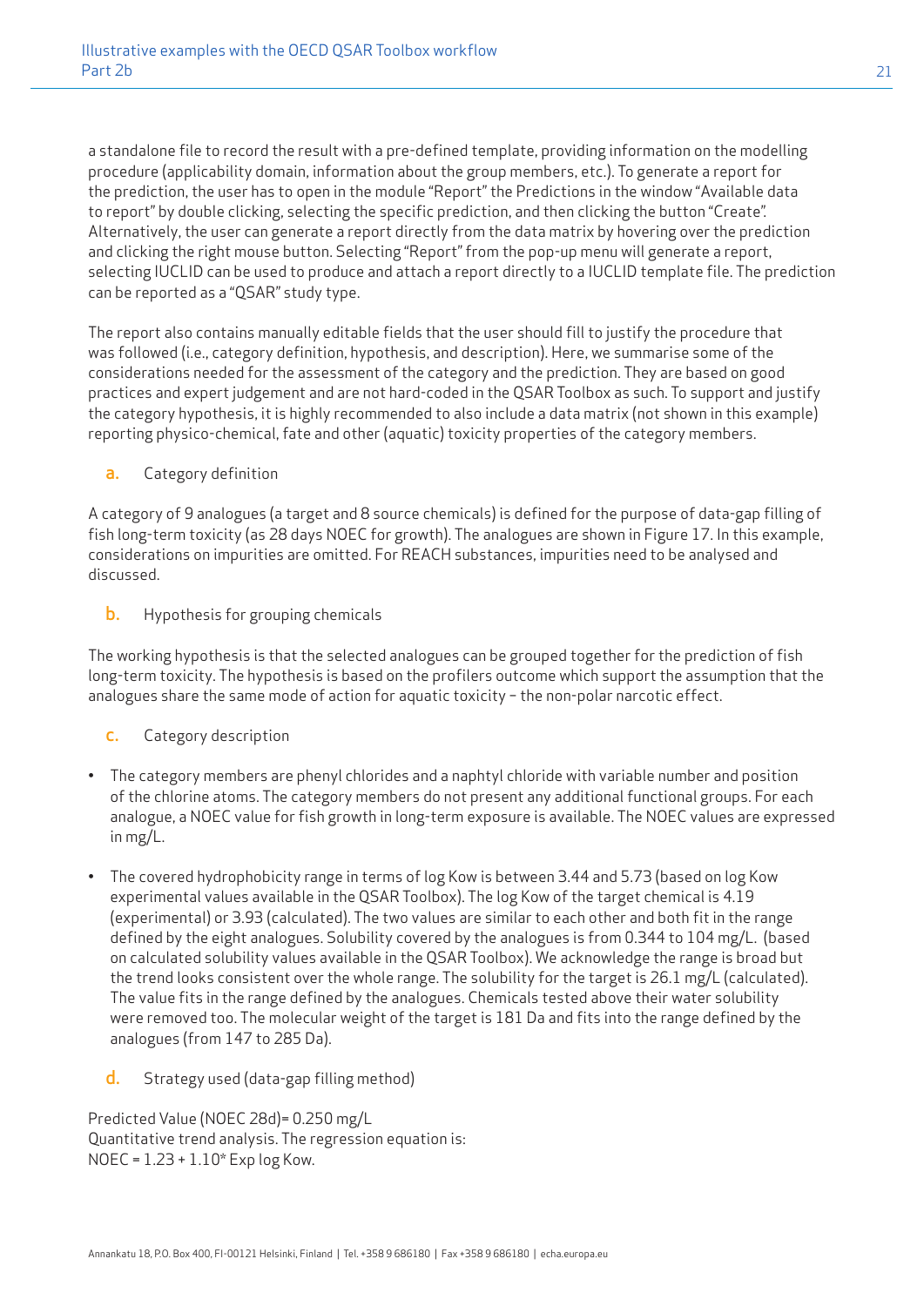a standalone file to record the result with a pre-defined template, providing information on the modelling procedure (applicability domain, information about the group members, etc.). To generate a report for the prediction, the user has to open in the module "Report" the Predictions in the window "Available data to report" by double clicking, selecting the specific prediction, and then clicking the button "Create". Alternatively, the user can generate a report directly from the data matrix by hovering over the prediction and clicking the right mouse button. Selecting "Report" from the pop-up menu will generate a report, selecting IUCLID can be used to produce and attach a report directly to a IUCLID template file. The prediction can be reported as a "QSAR" study type.

The report also contains manually editable fields that the user should fill to justify the procedure that was followed (i.e., category definition, hypothesis, and description). Here, we summarise some of the considerations needed for the assessment of the category and the prediction. They are based on good practices and expert judgement and are not hard-coded in the QSAR Toolbox as such. To support and justify the category hypothesis, it is highly recommended to also include a data matrix (not shown in this example) reporting physico-chemical, fate and other (aquatic) toxicity properties of the category members.

a. Category definition

A category of 9 analogues (a target and 8 source chemicals) is defined for the purpose of data-gap filling of fish long-term toxicity (as 28 days NOEC for growth). The analogues are shown in Figure 17. In this example, considerations on impurities are omitted. For REACH substances, impurities need to be analysed and discussed.

b. Hypothesis for grouping chemicals

The working hypothesis is that the selected analogues can be grouped together for the prediction of fish long-term toxicity. The hypothesis is based on the profilers outcome which support the assumption that the analogues share the same mode of action for aquatic toxicity – the non-polar narcotic effect.

c. Category description

- The category members are phenyl chlorides and a naphtyl chloride with variable number and position of the chlorine atoms. The category members do not present any additional functional groups. For each analogue, a NOEC value for fish growth in long-term exposure is available. The NOEC values are expressed in mg/L.

- The covered hydrophobicity range in terms of log Kow is between 3.44 and 5.73 (based on log Kow experimental values available in the QSAR Toolbox). The log Kow of the target chemical is 4.19 (experimental) or 3.93 (calculated). The two values are similar to each other and both fit in the range defined by the eight analogues. Solubility covered by the analogues is from 0.344 to 104 mg/L. (based on calculated solubility values available in the QSAR Toolbox). We acknowledge the range is broad but the trend looks consistent over the whole range. The solubility for the target is 26.1 mg/L (calculated). The value fits in the range defined by the analogues. Chemicals tested above their water solubility were removed too. The molecular weight of the target is 181 Da and fits into the range defined by the analogues (from 147 to 285 Da).

d. Strategy used (data-gap filling method)

Predicted Value (NOEC 28d)= 0.250 mg/L
Quantitative trend analysis. The regression equation is:
NOEC = 1.23 + 1.10* Exp log Kow.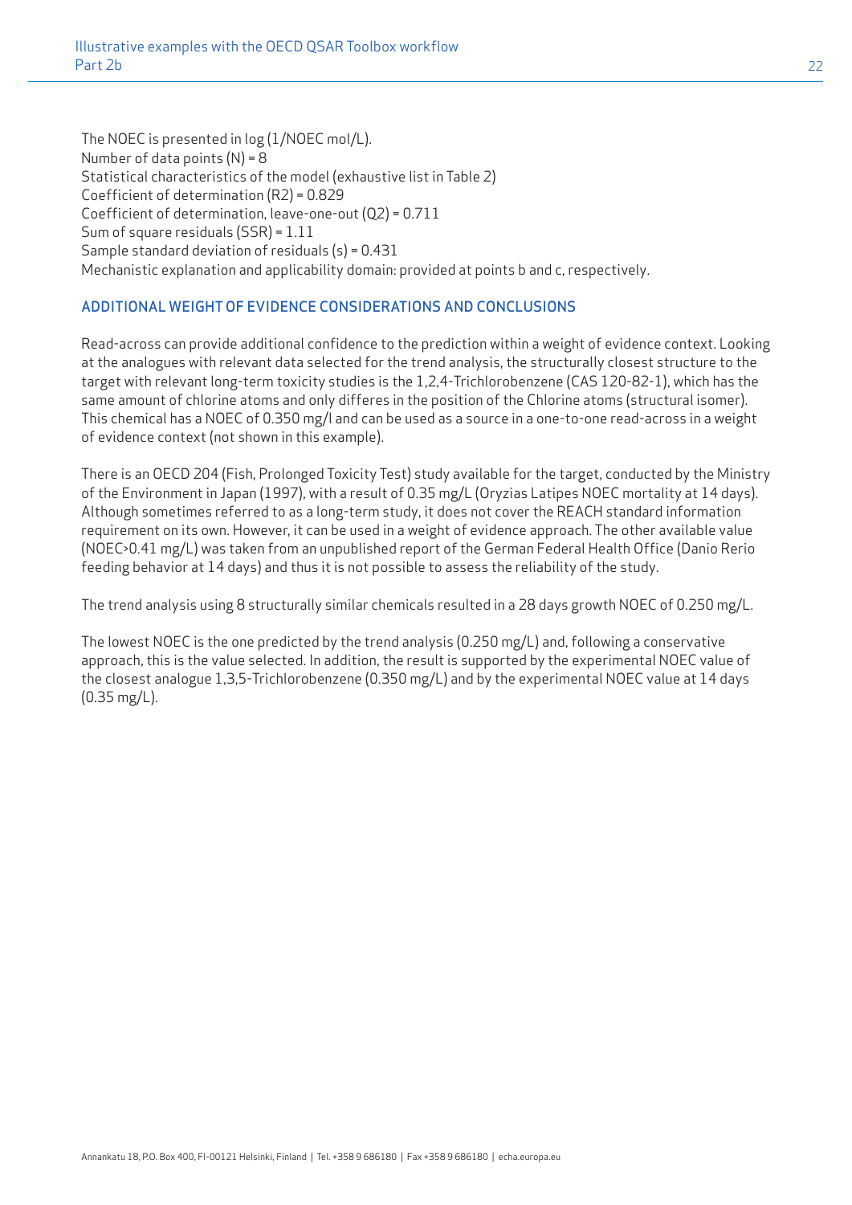The NOEC is presented in log (1/NOEC mol/L).
Number of data points (N) = 8
Statistical characteristics of the model (exhaustive list in Table 2)
Coefficient of determination (R2) = 0.829
Coefficient of determination, leave-one-out (Q2) = 0.711
Sum of square residuals (SSR) = 1.11
Sample standard deviation of residuals (s) = 0.431
Mechanistic explanation and applicability domain: provided at points b and c, respectively.

## ADDITIONAL WEIGHT OF EVIDENCE CONSIDERATIONS AND CONCLUSIONS

Read-across can provide additional confidence to the prediction within a weight of evidence context. Looking at the analogues with relevant data selected for the trend analysis, the structurally closest structure to the target with relevant long-term toxicity studies is the 1,2,4-Trichlorobenzene (CAS 120-82-1), which has the same amount of chlorine atoms and only differes in the position of the Chlorine atoms (structural isomer). This chemical has a NOEC of 0.350 mg/l and can be used as a source in a one-to-one read-across in a weight of evidence context (not shown in this example).

There is an OECD 204 (Fish, Prolonged Toxicity Test) study available for the target, conducted by the Ministry of the Environment in Japan (1997), with a result of 0.35 mg/L (Oryzias Latipes NOEC mortality at 14 days). Although sometimes referred to as a long-term study, it does not cover the REACH standard information requirement on its own. However, it can be used in a weight of evidence approach. The other available value (NOEC>0.41 mg/L) was taken from an unpublished report of the German Federal Health Office (Danio Rerio feeding behavior at 14 days) and thus it is not possible to assess the reliability of the study.

The trend analysis using 8 structurally similar chemicals resulted in a 28 days growth NOEC of 0.250 mg/L.

The lowest NOEC is the one predicted by the trend analysis (0.250 mg/L) and, following a conservative approach, this is the value selected. In addition, the result is supported by the experimental NOEC value of the closest analogue 1,3,5-Trichlorobenzene (0.350 mg/L) and by the experimental NOEC value at 14 days (0.35 mg/L).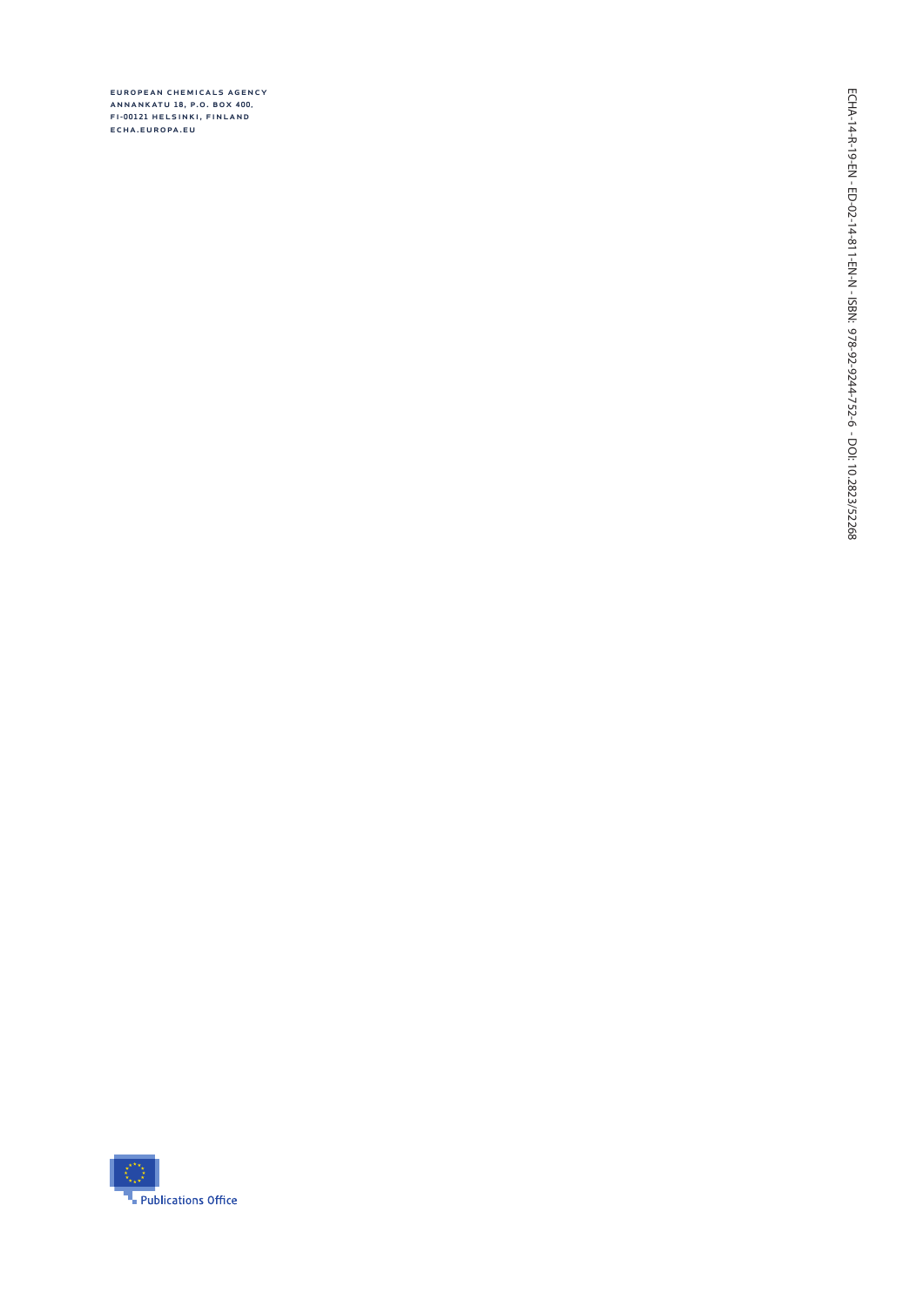EUROPEAN CHEMICALS AGENCY
ANNANKATU 18, P.O. BOX 400,
FI-00121 HELSINKI, FINLAND
ECHA.EUROPA.EU

ECHA-14-R-19-EN - ED-02-14-811-EN-N - ISBN: 978-92-9244-752-6 - DOI: 10.2823/52268

Publications Office